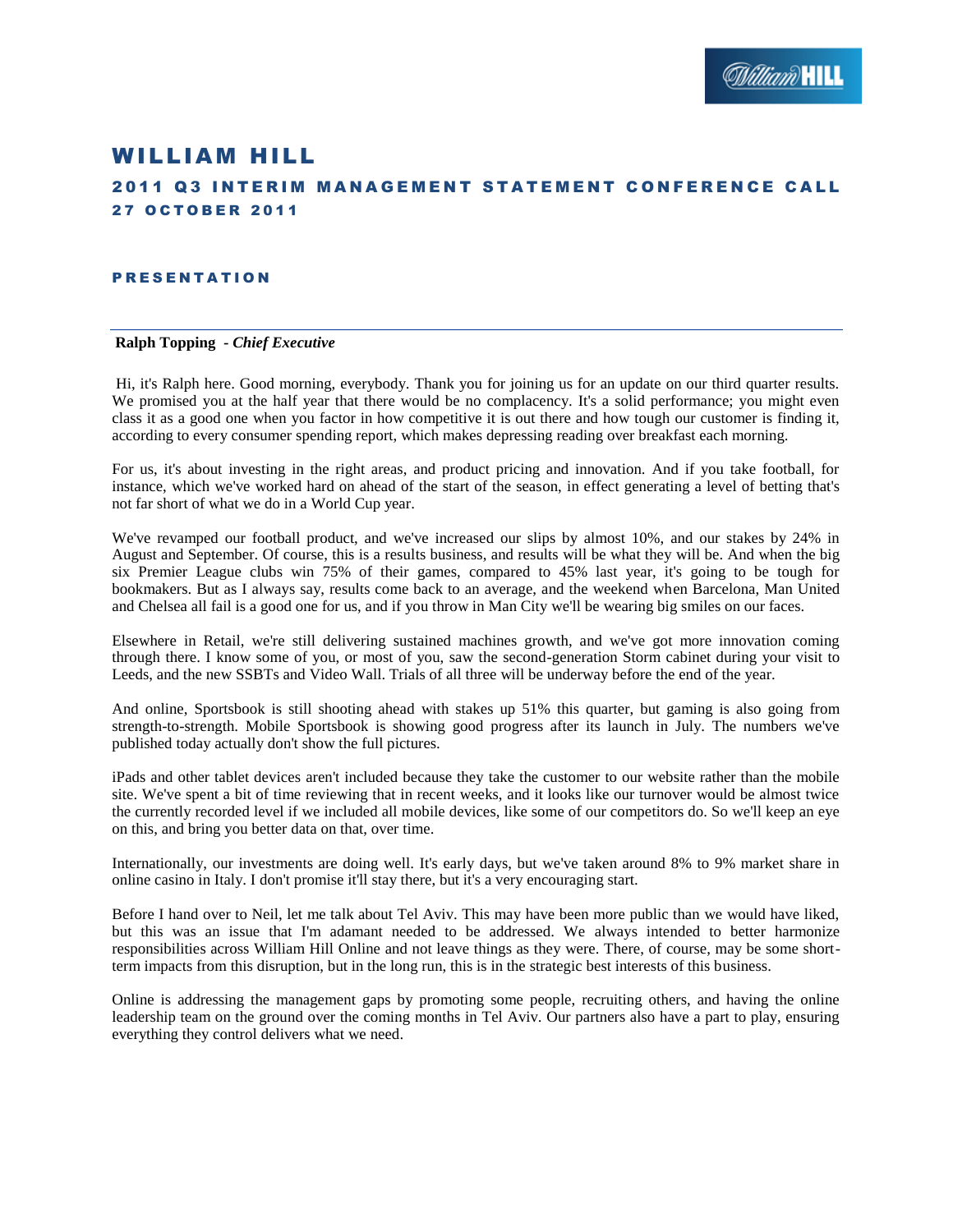# WILLIAM HILL

## 2011 Q3 INTERIM MANAGEMENT STATEMENT CONFERENCE CALL

## 27 OCTOBER 2011

### PRESENTATION

**Ralph Topping** - ***Chief Executive***

Hi, it's Ralph here. Good morning, everybody. Thank you for joining us for an update on our third quarter results. We promised you at the half year that there would be no complacency. It's a solid performance; you might even class it as a good one when you factor in how competitive it is out there and how tough our customer is finding it, according to every consumer spending report, which makes depressing reading over breakfast each morning.

For us, it's about investing in the right areas, and product pricing and innovation. And if you take football, for instance, which we've worked hard on ahead of the start of the season, in effect generating a level of betting that's not far short of what we do in a World Cup year.

We've revamped our football product, and we've increased our slips by almost 10%, and our stakes by 24% in August and September. Of course, this is a results business, and results will be what they will be. And when the big six Premier League clubs win 75% of their games, compared to 45% last year, it's going to be tough for bookmakers. But as I always say, results come back to an average, and the weekend when Barcelona, Man United and Chelsea all fail is a good one for us, and if you throw in Man City we'll be wearing big smiles on our faces.

Elsewhere in Retail, we're still delivering sustained machines growth, and we've got more innovation coming through there. I know some of you, or most of you, saw the second-generation Storm cabinet during your visit to Leeds, and the new SSBTs and Video Wall. Trials of all three will be underway before the end of the year.

And online, Sportsbook is still shooting ahead with stakes up 51% this quarter, but gaming is also going from strength-to-strength. Mobile Sportsbook is showing good progress after its launch in July. The numbers we've published today actually don't show the full pictures.

iPads and other tablet devices aren't included because they take the customer to our website rather than the mobile site. We've spent a bit of time reviewing that in recent weeks, and it looks like our turnover would be almost twice the currently recorded level if we included all mobile devices, like some of our competitors do. So we'll keep an eye on this, and bring you better data on that, over time.

Internationally, our investments are doing well. It's early days, but we've taken around 8% to 9% market share in online casino in Italy. I don't promise it'll stay there, but it's a very encouraging start.

Before I hand over to Neil, let me talk about Tel Aviv. This may have been more public than we would have liked, but this was an issue that I'm adamant needed to be addressed. We always intended to better harmonize responsibilities across William Hill Online and not leave things as they were. There, of course, may be some short-term impacts from this disruption, but in the long run, this is in the strategic best interests of this business.

Online is addressing the management gaps by promoting some people, recruiting others, and having the online leadership team on the ground over the coming months in Tel Aviv. Our partners also have a part to play, ensuring everything they control delivers what we need.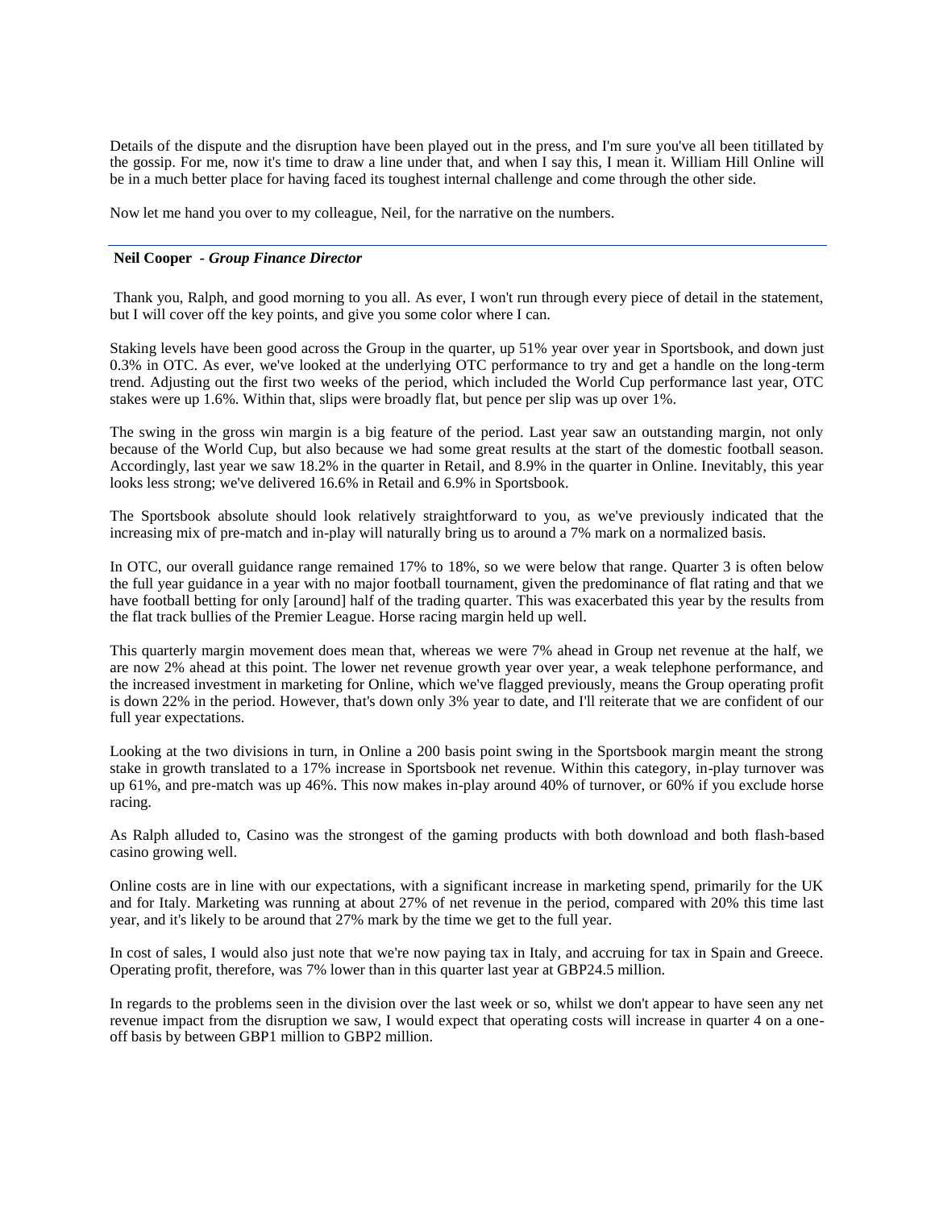Details of the dispute and the disruption have been played out in the press, and I'm sure you've all been titillated by the gossip. For me, now it's time to draw a line under that, and when I say this, I mean it. William Hill Online will be in a much better place for having faced its toughest internal challenge and come through the other side.

Now let me hand you over to my colleague, Neil, for the narrative on the numbers.

---

**Neil Cooper** - ***Group Finance Director***

Thank you, Ralph, and good morning to you all. As ever, I won't run through every piece of detail in the statement, but I will cover off the key points, and give you some color where I can.

Staking levels have been good across the Group in the quarter, up 51% year over year in Sportsbook, and down just 0.3% in OTC. As ever, we've looked at the underlying OTC performance to try and get a handle on the long-term trend. Adjusting out the first two weeks of the period, which included the World Cup performance last year, OTC stakes were up 1.6%. Within that, slips were broadly flat, but pence per slip was up over 1%.

The swing in the gross win margin is a big feature of the period. Last year saw an outstanding margin, not only because of the World Cup, but also because we had some great results at the start of the domestic football season. Accordingly, last year we saw 18.2% in the quarter in Retail, and 8.9% in the quarter in Online. Inevitably, this year looks less strong; we've delivered 16.6% in Retail and 6.9% in Sportsbook.

The Sportsbook absolute should look relatively straightforward to you, as we've previously indicated that the increasing mix of pre-match and in-play will naturally bring us to around a 7% mark on a normalized basis.

In OTC, our overall guidance range remained 17% to 18%, so we were below that range. Quarter 3 is often below the full year guidance in a year with no major football tournament, given the predominance of flat rating and that we have football betting for only [around] half of the trading quarter. This was exacerbated this year by the results from the flat track bullies of the Premier League. Horse racing margin held up well.

This quarterly margin movement does mean that, whereas we were 7% ahead in Group net revenue at the half, we are now 2% ahead at this point. The lower net revenue growth year over year, a weak telephone performance, and the increased investment in marketing for Online, which we've flagged previously, means the Group operating profit is down 22% in the period. However, that's down only 3% year to date, and I'll reiterate that we are confident of our full year expectations.

Looking at the two divisions in turn, in Online a 200 basis point swing in the Sportsbook margin meant the strong stake in growth translated to a 17% increase in Sportsbook net revenue. Within this category, in-play turnover was up 61%, and pre-match was up 46%. This now makes in-play around 40% of turnover, or 60% if you exclude horse racing.

As Ralph alluded to, Casino was the strongest of the gaming products with both download and both flash-based casino growing well.

Online costs are in line with our expectations, with a significant increase in marketing spend, primarily for the UK and for Italy. Marketing was running at about 27% of net revenue in the period, compared with 20% this time last year, and it's likely to be around that 27% mark by the time we get to the full year.

In cost of sales, I would also just note that we're now paying tax in Italy, and accruing for tax in Spain and Greece. Operating profit, therefore, was 7% lower than in this quarter last year at GBP24.5 million.

In regards to the problems seen in the division over the last week or so, whilst we don't appear to have seen any net revenue impact from the disruption we saw, I would expect that operating costs will increase in quarter 4 on a one-off basis by between GBP1 million to GBP2 million.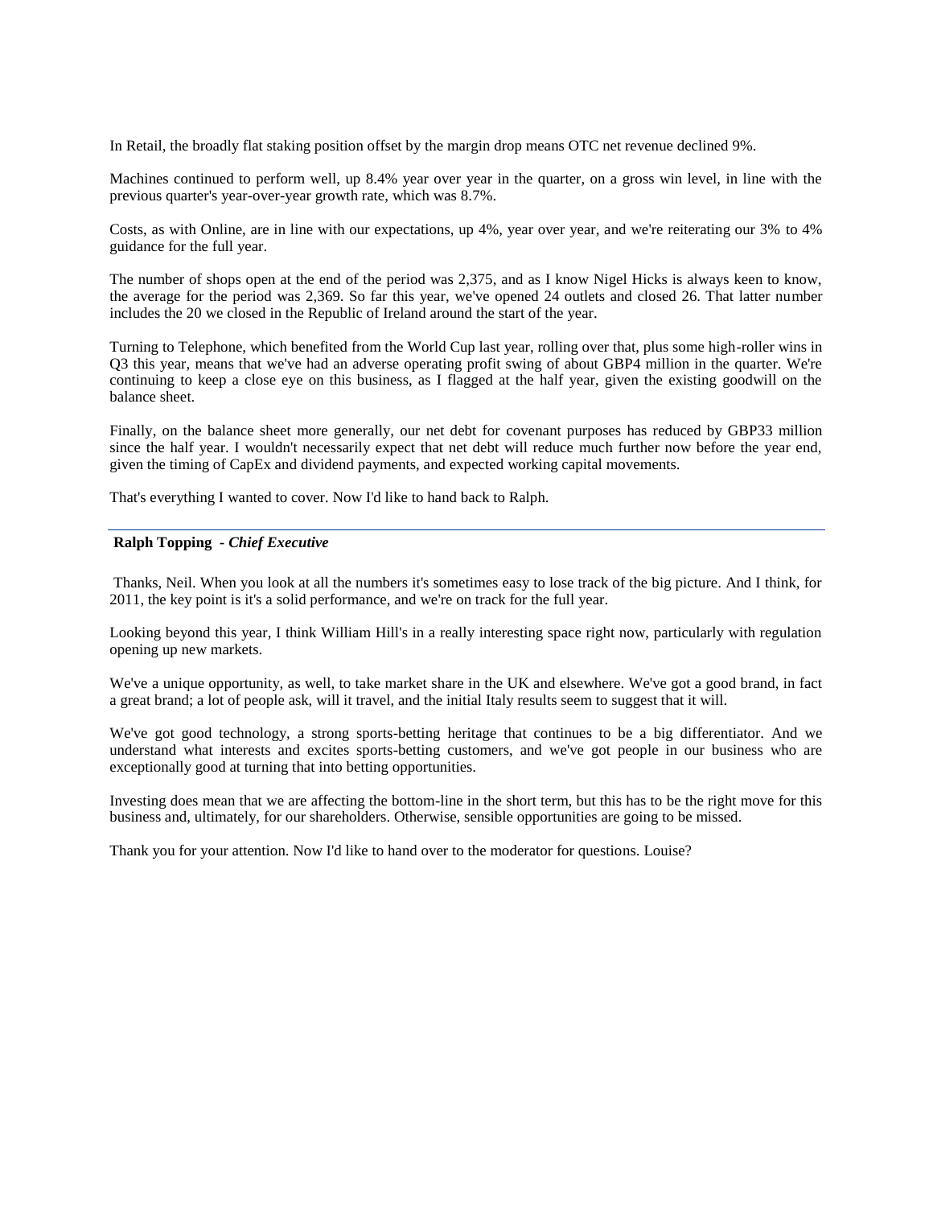In Retail, the broadly flat staking position offset by the margin drop means OTC net revenue declined 9%.

Machines continued to perform well, up 8.4% year over year in the quarter, on a gross win level, in line with the previous quarter's year-over-year growth rate, which was 8.7%.

Costs, as with Online, are in line with our expectations, up 4%, year over year, and we're reiterating our 3% to 4% guidance for the full year.

The number of shops open at the end of the period was 2,375, and as I know Nigel Hicks is always keen to know, the average for the period was 2,369. So far this year, we've opened 24 outlets and closed 26. That latter number includes the 20 we closed in the Republic of Ireland around the start of the year.

Turning to Telephone, which benefited from the World Cup last year, rolling over that, plus some high-roller wins in Q3 this year, means that we've had an adverse operating profit swing of about GBP4 million in the quarter. We're continuing to keep a close eye on this business, as I flagged at the half year, given the existing goodwill on the balance sheet.

Finally, on the balance sheet more generally, our net debt for covenant purposes has reduced by GBP33 million since the half year. I wouldn't necessarily expect that net debt will reduce much further now before the year end, given the timing of CapEx and dividend payments, and expected working capital movements.

That's everything I wanted to cover. Now I'd like to hand back to Ralph.

---

**Ralph Topping** - ***Chief Executive***

Thanks, Neil. When you look at all the numbers it's sometimes easy to lose track of the big picture. And I think, for 2011, the key point is it's a solid performance, and we're on track for the full year.

Looking beyond this year, I think William Hill's in a really interesting space right now, particularly with regulation opening up new markets.

We've a unique opportunity, as well, to take market share in the UK and elsewhere. We've got a good brand, in fact a great brand; a lot of people ask, will it travel, and the initial Italy results seem to suggest that it will.

We've got good technology, a strong sports-betting heritage that continues to be a big differentiator. And we understand what interests and excites sports-betting customers, and we've got people in our business who are exceptionally good at turning that into betting opportunities.

Investing does mean that we are affecting the bottom-line in the short term, but this has to be the right move for this business and, ultimately, for our shareholders. Otherwise, sensible opportunities are going to be missed.

Thank you for your attention. Now I'd like to hand over to the moderator for questions. Louise?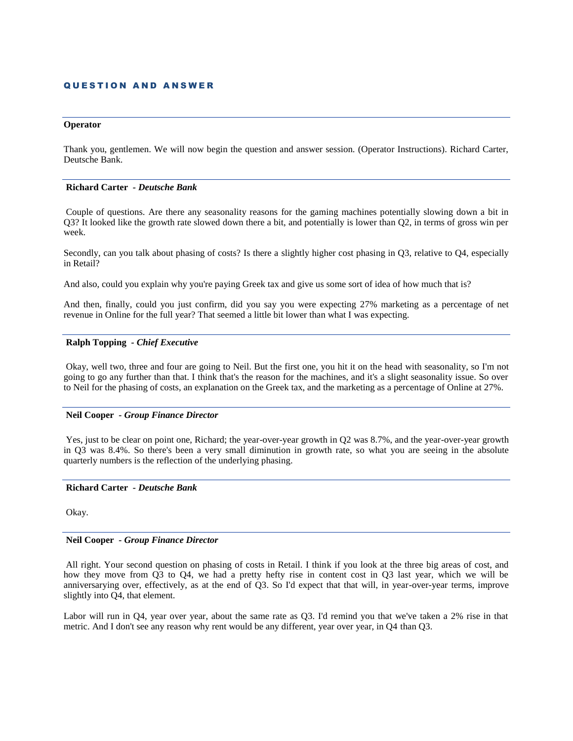## QUESTION AND ANSWER

---

**Operator**

Thank you, gentlemen. We will now begin the question and answer session. (Operator Instructions). Richard Carter, Deutsche Bank.

---

**Richard Carter** - ***Deutsche Bank***

Couple of questions. Are there any seasonality reasons for the gaming machines potentially slowing down a bit in Q3? It looked like the growth rate slowed down there a bit, and potentially is lower than Q2, in terms of gross win per week.

Secondly, can you talk about phasing of costs? Is there a slightly higher cost phasing in Q3, relative to Q4, especially in Retail?

And also, could you explain why you're paying Greek tax and give us some sort of idea of how much that is?

And then, finally, could you just confirm, did you say you were expecting 27% marketing as a percentage of net revenue in Online for the full year? That seemed a little bit lower than what I was expecting.

---

**Ralph Topping** - ***Chief Executive***

Okay, well two, three and four are going to Neil. But the first one, you hit it on the head with seasonality, so I'm not going to go any further than that. I think that's the reason for the machines, and it's a slight seasonality issue. So over to Neil for the phasing of costs, an explanation on the Greek tax, and the marketing as a percentage of Online at 27%.

---

**Neil Cooper** - ***Group Finance Director***

Yes, just to be clear on point one, Richard; the year-over-year growth in Q2 was 8.7%, and the year-over-year growth in Q3 was 8.4%. So there's been a very small diminution in growth rate, so what you are seeing in the absolute quarterly numbers is the reflection of the underlying phasing.

---

**Richard Carter** - ***Deutsche Bank***

Okay.

---

**Neil Cooper** - ***Group Finance Director***

All right. Your second question on phasing of costs in Retail. I think if you look at the three big areas of cost, and how they move from Q3 to Q4, we had a pretty hefty rise in content cost in Q3 last year, which we will be anniversarying over, effectively, as at the end of Q3. So I'd expect that that will, in year-over-year terms, improve slightly into Q4, that element.

Labor will run in Q4, year over year, about the same rate as Q3. I'd remind you that we've taken a 2% rise in that metric. And I don't see any reason why rent would be any different, year over year, in Q4 than Q3.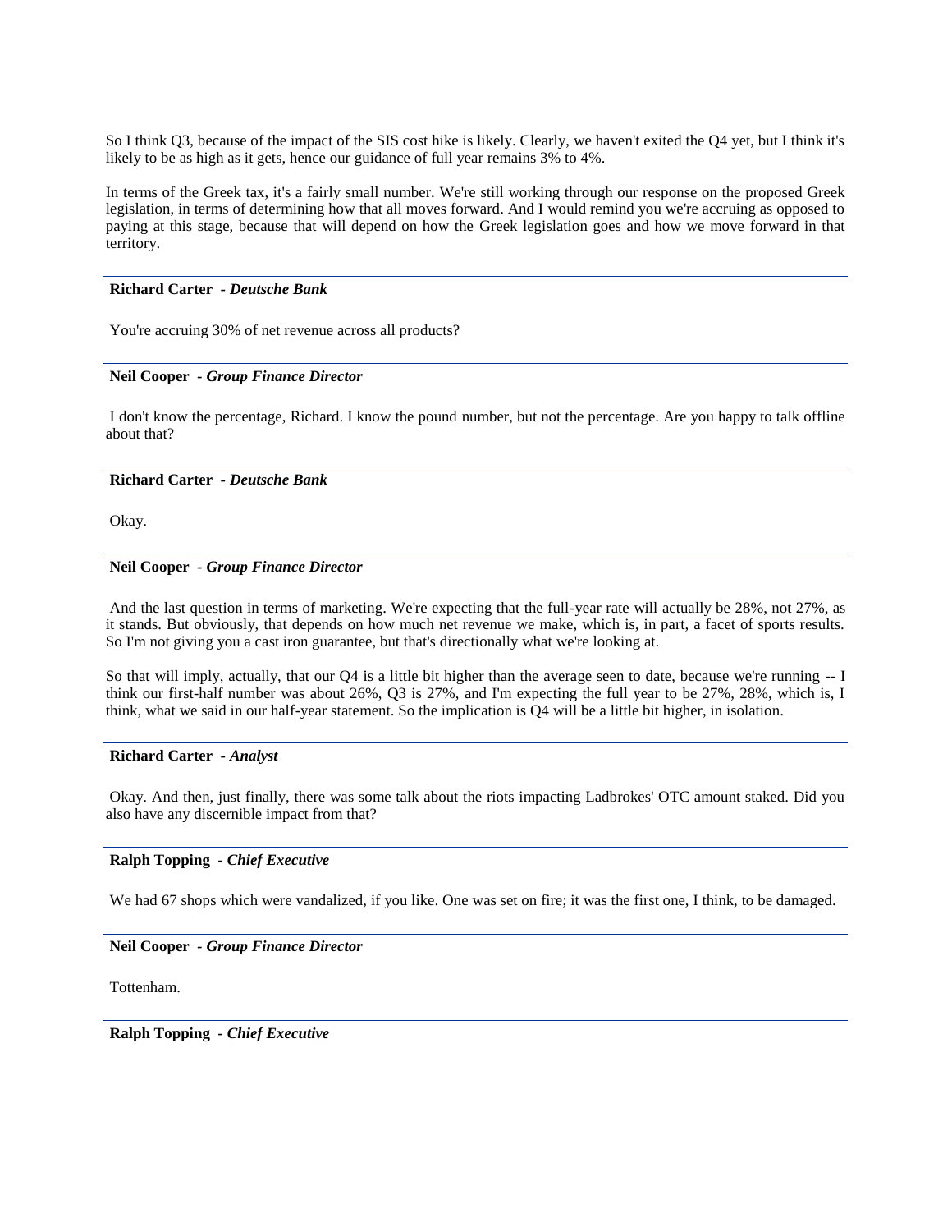So I think Q3, because of the impact of the SIS cost hike is likely. Clearly, we haven't exited the Q4 yet, but I think it's likely to be as high as it gets, hence our guidance of full year remains 3% to 4%.

In terms of the Greek tax, it's a fairly small number. We're still working through our response on the proposed Greek legislation, in terms of determining how that all moves forward. And I would remind you we're accruing as opposed to paying at this stage, because that will depend on how the Greek legislation goes and how we move forward in that territory.

---

**Richard Carter** - ***Deutsche Bank***

You're accruing 30% of net revenue across all products?

---

**Neil Cooper** - ***Group Finance Director***

I don't know the percentage, Richard. I know the pound number, but not the percentage. Are you happy to talk offline about that?

---

**Richard Carter** - ***Deutsche Bank***

Okay.

---

**Neil Cooper** - ***Group Finance Director***

And the last question in terms of marketing. We're expecting that the full-year rate will actually be 28%, not 27%, as it stands. But obviously, that depends on how much net revenue we make, which is, in part, a facet of sports results. So I'm not giving you a cast iron guarantee, but that's directionally what we're looking at.

So that will imply, actually, that our Q4 is a little bit higher than the average seen to date, because we're running -- I think our first-half number was about 26%, Q3 is 27%, and I'm expecting the full year to be 27%, 28%, which is, I think, what we said in our half-year statement. So the implication is Q4 will be a little bit higher, in isolation.

---

**Richard Carter** - ***Analyst***

Okay. And then, just finally, there was some talk about the riots impacting Ladbrokes' OTC amount staked. Did you also have any discernible impact from that?

---

**Ralph Topping** - ***Chief Executive***

We had 67 shops which were vandalized, if you like. One was set on fire; it was the first one, I think, to be damaged.

---

**Neil Cooper** - ***Group Finance Director***

Tottenham.

---

**Ralph Topping** - ***Chief Executive***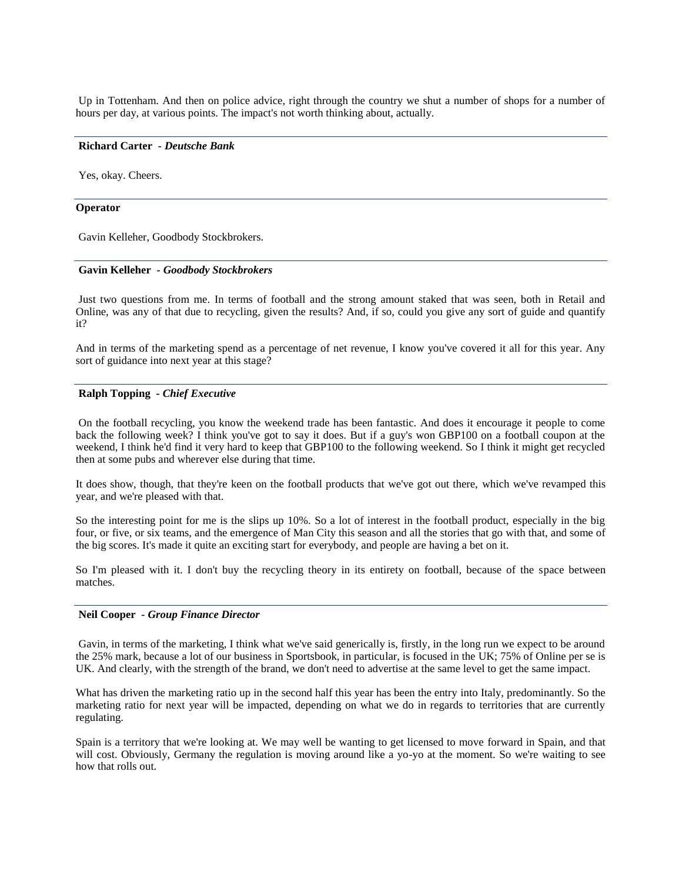Up in Tottenham. And then on police advice, right through the country we shut a number of shops for a number of hours per day, at various points. The impact's not worth thinking about, actually.

---

**Richard Carter** - ***Deutsche Bank***

Yes, okay. Cheers.

---

**Operator**

Gavin Kelleher, Goodbody Stockbrokers.

---

**Gavin Kelleher** - ***Goodbody Stockbrokers***

Just two questions from me. In terms of football and the strong amount staked that was seen, both in Retail and Online, was any of that due to recycling, given the results? And, if so, could you give any sort of guide and quantify it?

And in terms of the marketing spend as a percentage of net revenue, I know you've covered it all for this year. Any sort of guidance into next year at this stage?

---

**Ralph Topping** - ***Chief Executive***

On the football recycling, you know the weekend trade has been fantastic. And does it encourage it people to come back the following week? I think you've got to say it does. But if a guy's won GBP100 on a football coupon at the weekend, I think he'd find it very hard to keep that GBP100 to the following weekend. So I think it might get recycled then at some pubs and wherever else during that time.

It does show, though, that they're keen on the football products that we've got out there, which we've revamped this year, and we're pleased with that.

So the interesting point for me is the slips up 10%. So a lot of interest in the football product, especially in the big four, or five, or six teams, and the emergence of Man City this season and all the stories that go with that, and some of the big scores. It's made it quite an exciting start for everybody, and people are having a bet on it.

So I'm pleased with it. I don't buy the recycling theory in its entirety on football, because of the space between matches.

---

**Neil Cooper** - ***Group Finance Director***

Gavin, in terms of the marketing, I think what we've said generically is, firstly, in the long run we expect to be around the 25% mark, because a lot of our business in Sportsbook, in particular, is focused in the UK; 75% of Online per se is UK. And clearly, with the strength of the brand, we don't need to advertise at the same level to get the same impact.

What has driven the marketing ratio up in the second half this year has been the entry into Italy, predominantly. So the marketing ratio for next year will be impacted, depending on what we do in regards to territories that are currently regulating.

Spain is a territory that we're looking at. We may well be wanting to get licensed to move forward in Spain, and that will cost. Obviously, Germany the regulation is moving around like a yo-yo at the moment. So we're waiting to see how that rolls out.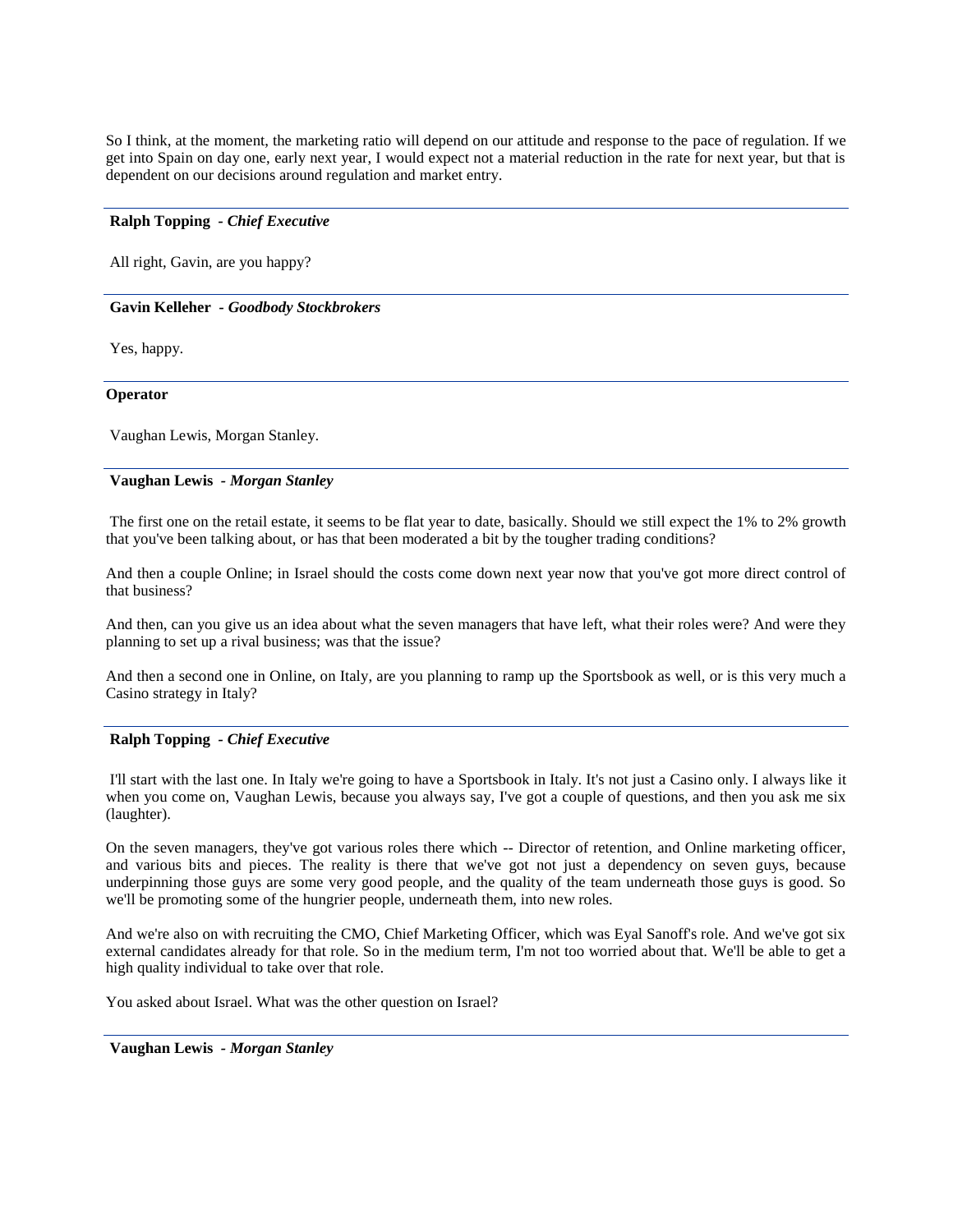So I think, at the moment, the marketing ratio will depend on our attitude and response to the pace of regulation. If we get into Spain on day one, early next year, I would expect not a material reduction in the rate for next year, but that is dependent on our decisions around regulation and market entry.

---

**Ralph Topping** - ***Chief Executive***

All right, Gavin, are you happy?

---

**Gavin Kelleher** - ***Goodbody Stockbrokers***

Yes, happy.

---

**Operator**

Vaughan Lewis, Morgan Stanley.

---

**Vaughan Lewis** - ***Morgan Stanley***

The first one on the retail estate, it seems to be flat year to date, basically. Should we still expect the 1% to 2% growth that you've been talking about, or has that been moderated a bit by the tougher trading conditions?

And then a couple Online; in Israel should the costs come down next year now that you've got more direct control of that business?

And then, can you give us an idea about what the seven managers that have left, what their roles were? And were they planning to set up a rival business; was that the issue?

And then a second one in Online, on Italy, are you planning to ramp up the Sportsbook as well, or is this very much a Casino strategy in Italy?

---

**Ralph Topping** - ***Chief Executive***

I'll start with the last one. In Italy we're going to have a Sportsbook in Italy. It's not just a Casino only. I always like it when you come on, Vaughan Lewis, because you always say, I've got a couple of questions, and then you ask me six (laughter).

On the seven managers, they've got various roles there which -- Director of retention, and Online marketing officer, and various bits and pieces. The reality is there that we've got not just a dependency on seven guys, because underpinning those guys are some very good people, and the quality of the team underneath those guys is good. So we'll be promoting some of the hungrier people, underneath them, into new roles.

And we're also on with recruiting the CMO, Chief Marketing Officer, which was Eyal Sanoff's role. And we've got six external candidates already for that role. So in the medium term, I'm not too worried about that. We'll be able to get a high quality individual to take over that role.

You asked about Israel. What was the other question on Israel?

---

**Vaughan Lewis** - ***Morgan Stanley***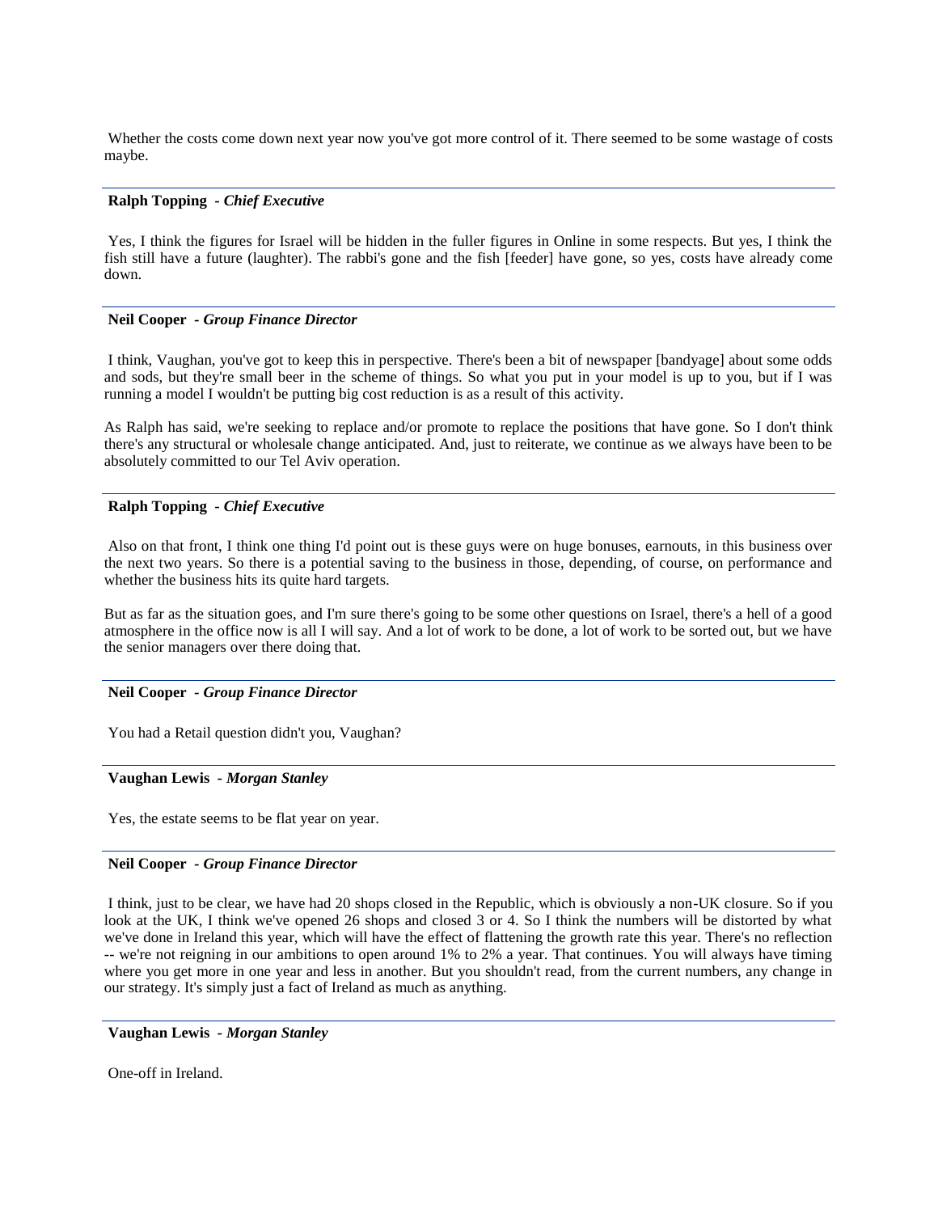Whether the costs come down next year now you've got more control of it. There seemed to be some wastage of costs maybe.

---

**Ralph Topping** *- Chief Executive*

Yes, I think the figures for Israel will be hidden in the fuller figures in Online in some respects. But yes, I think the fish still have a future (laughter). The rabbi's gone and the fish [feeder] have gone, so yes, costs have already come down.

---

**Neil Cooper** *- Group Finance Director*

I think, Vaughan, you've got to keep this in perspective. There's been a bit of newspaper [bandyage] about some odds and sods, but they're small beer in the scheme of things. So what you put in your model is up to you, but if I was running a model I wouldn't be putting big cost reduction is as a result of this activity.

As Ralph has said, we're seeking to replace and/or promote to replace the positions that have gone. So I don't think there's any structural or wholesale change anticipated. And, just to reiterate, we continue as we always have been to be absolutely committed to our Tel Aviv operation.

---

**Ralph Topping** *- Chief Executive*

Also on that front, I think one thing I'd point out is these guys were on huge bonuses, earnouts, in this business over the next two years. So there is a potential saving to the business in those, depending, of course, on performance and whether the business hits its quite hard targets.

But as far as the situation goes, and I'm sure there's going to be some other questions on Israel, there's a hell of a good atmosphere in the office now is all I will say. And a lot of work to be done, a lot of work to be sorted out, but we have the senior managers over there doing that.

---

**Neil Cooper** *- Group Finance Director*

You had a Retail question didn't you, Vaughan?

---

**Vaughan Lewis** *- Morgan Stanley*

Yes, the estate seems to be flat year on year.

---

**Neil Cooper** *- Group Finance Director*

I think, just to be clear, we have had 20 shops closed in the Republic, which is obviously a non-UK closure. So if you look at the UK, I think we've opened 26 shops and closed 3 or 4. So I think the numbers will be distorted by what we've done in Ireland this year, which will have the effect of flattening the growth rate this year. There's no reflection -- we're not reigning in our ambitions to open around 1% to 2% a year. That continues. You will always have timing where you get more in one year and less in another. But you shouldn't read, from the current numbers, any change in our strategy. It's simply just a fact of Ireland as much as anything.

---

**Vaughan Lewis** *- Morgan Stanley*

One-off in Ireland.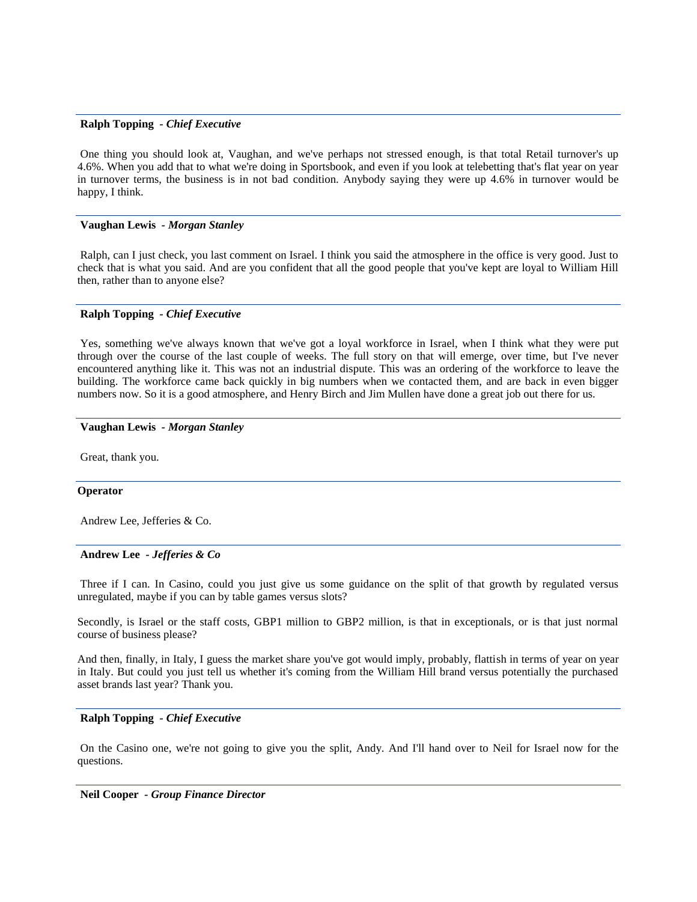**Ralph Topping** - *Chief Executive*

One thing you should look at, Vaughan, and we've perhaps not stressed enough, is that total Retail turnover's up 4.6%. When you add that to what we're doing in Sportsbook, and even if you look at telebetting that's flat year on year in turnover terms, the business is in not bad condition. Anybody saying they were up 4.6% in turnover would be happy, I think.

**Vaughan Lewis** - *Morgan Stanley*

Ralph, can I just check, you last comment on Israel. I think you said the atmosphere in the office is very good. Just to check that is what you said. And are you confident that all the good people that you've kept are loyal to William Hill then, rather than to anyone else?

**Ralph Topping** - *Chief Executive*

Yes, something we've always known that we've got a loyal workforce in Israel, when I think what they were put through over the course of the last couple of weeks. The full story on that will emerge, over time, but I've never encountered anything like it. This was not an industrial dispute. This was an ordering of the workforce to leave the building. The workforce came back quickly in big numbers when we contacted them, and are back in even bigger numbers now. So it is a good atmosphere, and Henry Birch and Jim Mullen have done a great job out there for us.

**Vaughan Lewis** - *Morgan Stanley*

Great, thank you.

**Operator**

Andrew Lee, Jefferies & Co.

**Andrew Lee** - *Jefferies & Co*

Three if I can. In Casino, could you just give us some guidance on the split of that growth by regulated versus unregulated, maybe if you can by table games versus slots?

Secondly, is Israel or the staff costs, GBP1 million to GBP2 million, is that in exceptionals, or is that just normal course of business please?

And then, finally, in Italy, I guess the market share you've got would imply, probably, flattish in terms of year on year in Italy. But could you just tell us whether it's coming from the William Hill brand versus potentially the purchased asset brands last year? Thank you.

**Ralph Topping** - *Chief Executive*

On the Casino one, we're not going to give you the split, Andy. And I'll hand over to Neil for Israel now for the questions.

**Neil Cooper** - *Group Finance Director*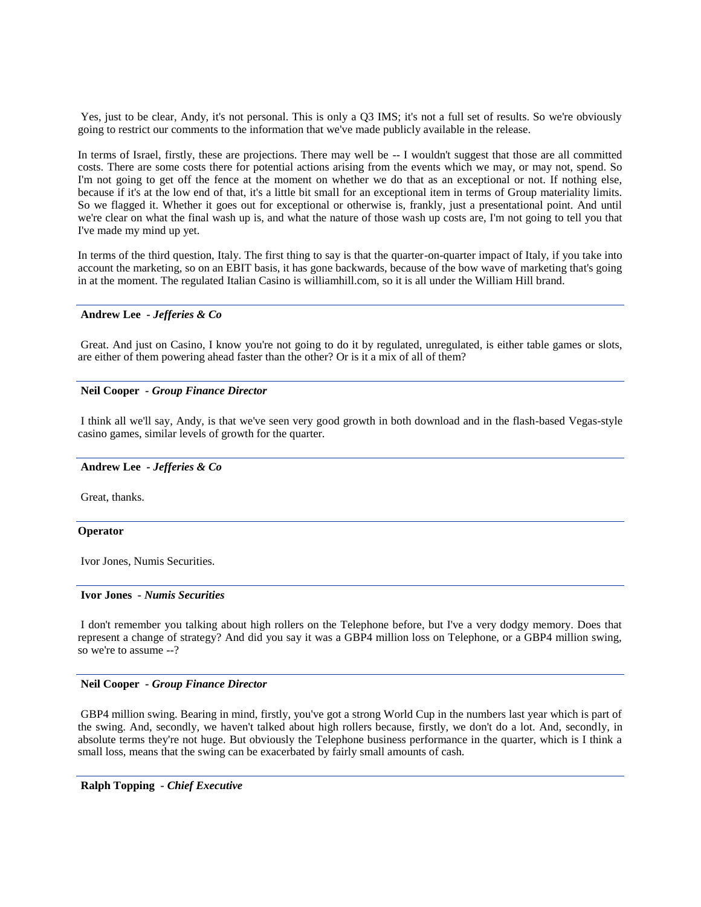Yes, just to be clear, Andy, it's not personal. This is only a Q3 IMS; it's not a full set of results. So we're obviously going to restrict our comments to the information that we've made publicly available in the release.

In terms of Israel, firstly, these are projections. There may well be -- I wouldn't suggest that those are all committed costs. There are some costs there for potential actions arising from the events which we may, or may not, spend. So I'm not going to get off the fence at the moment on whether we do that as an exceptional or not. If nothing else, because if it's at the low end of that, it's a little bit small for an exceptional item in terms of Group materiality limits. So we flagged it. Whether it goes out for exceptional or otherwise is, frankly, just a presentational point. And until we're clear on what the final wash up is, and what the nature of those wash up costs are, I'm not going to tell you that I've made my mind up yet.

In terms of the third question, Italy. The first thing to say is that the quarter-on-quarter impact of Italy, if you take into account the marketing, so on an EBIT basis, it has gone backwards, because of the bow wave of marketing that's going in at the moment. The regulated Italian Casino is williamhill.com, so it is all under the William Hill brand.

---

**Andrew Lee** - ***Jefferies & Co***

Great. And just on Casino, I know you're not going to do it by regulated, unregulated, is either table games or slots, are either of them powering ahead faster than the other? Or is it a mix of all of them?

---

**Neil Cooper** - ***Group Finance Director***

I think all we'll say, Andy, is that we've seen very good growth in both download and in the flash-based Vegas-style casino games, similar levels of growth for the quarter.

---

**Andrew Lee** - ***Jefferies & Co***

Great, thanks.

---

**Operator**

Ivor Jones, Numis Securities.

---

**Ivor Jones** - ***Numis Securities***

I don't remember you talking about high rollers on the Telephone before, but I've a very dodgy memory. Does that represent a change of strategy? And did you say it was a GBP4 million loss on Telephone, or a GBP4 million swing, so we're to assume --?

---

**Neil Cooper** - ***Group Finance Director***

GBP4 million swing. Bearing in mind, firstly, you've got a strong World Cup in the numbers last year which is part of the swing. And, secondly, we haven't talked about high rollers because, firstly, we don't do a lot. And, secondly, in absolute terms they're not huge. But obviously the Telephone business performance in the quarter, which is I think a small loss, means that the swing can be exacerbated by fairly small amounts of cash.

---

**Ralph Topping** - ***Chief Executive***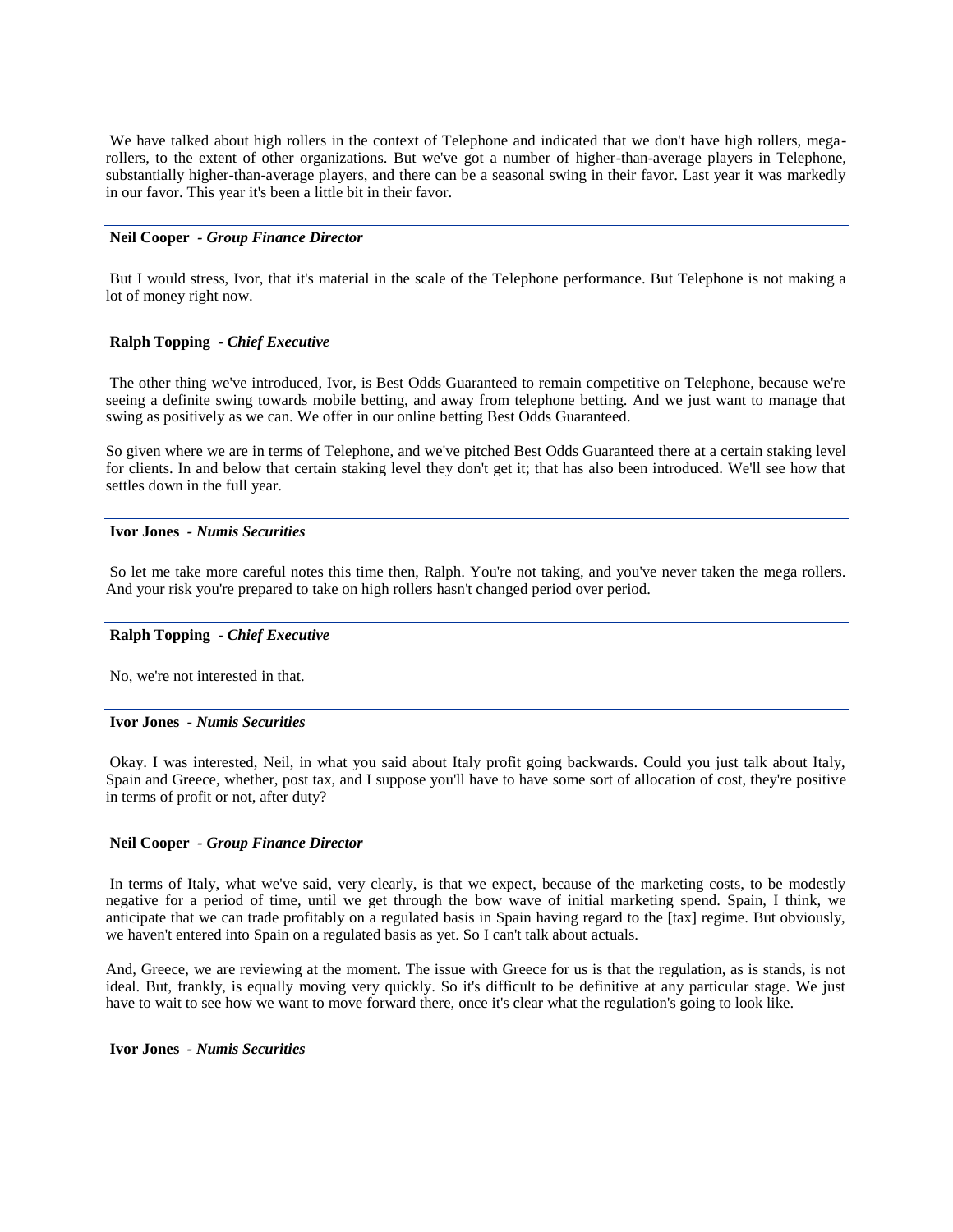We have talked about high rollers in the context of Telephone and indicated that we don't have high rollers, mega-rollers, to the extent of other organizations. But we've got a number of higher-than-average players in Telephone, substantially higher-than-average players, and there can be a seasonal swing in their favor. Last year it was markedly in our favor. This year it's been a little bit in their favor.

**Neil Cooper** - ***Group Finance Director***

But I would stress, Ivor, that it's material in the scale of the Telephone performance. But Telephone is not making a lot of money right now.

**Ralph Topping** - ***Chief Executive***

The other thing we've introduced, Ivor, is Best Odds Guaranteed to remain competitive on Telephone, because we're seeing a definite swing towards mobile betting, and away from telephone betting. And we just want to manage that swing as positively as we can. We offer in our online betting Best Odds Guaranteed.

So given where we are in terms of Telephone, and we've pitched Best Odds Guaranteed there at a certain staking level for clients. In and below that certain staking level they don't get it; that has also been introduced. We'll see how that settles down in the full year.

**Ivor Jones** - ***Numis Securities***

So let me take more careful notes this time then, Ralph. You're not taking, and you've never taken the mega rollers. And your risk you're prepared to take on high rollers hasn't changed period over period.

**Ralph Topping** - ***Chief Executive***

No, we're not interested in that.

**Ivor Jones** - ***Numis Securities***

Okay. I was interested, Neil, in what you said about Italy profit going backwards. Could you just talk about Italy, Spain and Greece, whether, post tax, and I suppose you'll have to have some sort of allocation of cost, they're positive in terms of profit or not, after duty?

**Neil Cooper** - ***Group Finance Director***

In terms of Italy, what we've said, very clearly, is that we expect, because of the marketing costs, to be modestly negative for a period of time, until we get through the bow wave of initial marketing spend. Spain, I think, we anticipate that we can trade profitably on a regulated basis in Spain having regard to the [tax] regime. But obviously, we haven't entered into Spain on a regulated basis as yet. So I can't talk about actuals.

And, Greece, we are reviewing at the moment. The issue with Greece for us is that the regulation, as is stands, is not ideal. But, frankly, is equally moving very quickly. So it's difficult to be definitive at any particular stage. We just have to wait to see how we want to move forward there, once it's clear what the regulation's going to look like.

**Ivor Jones** - ***Numis Securities***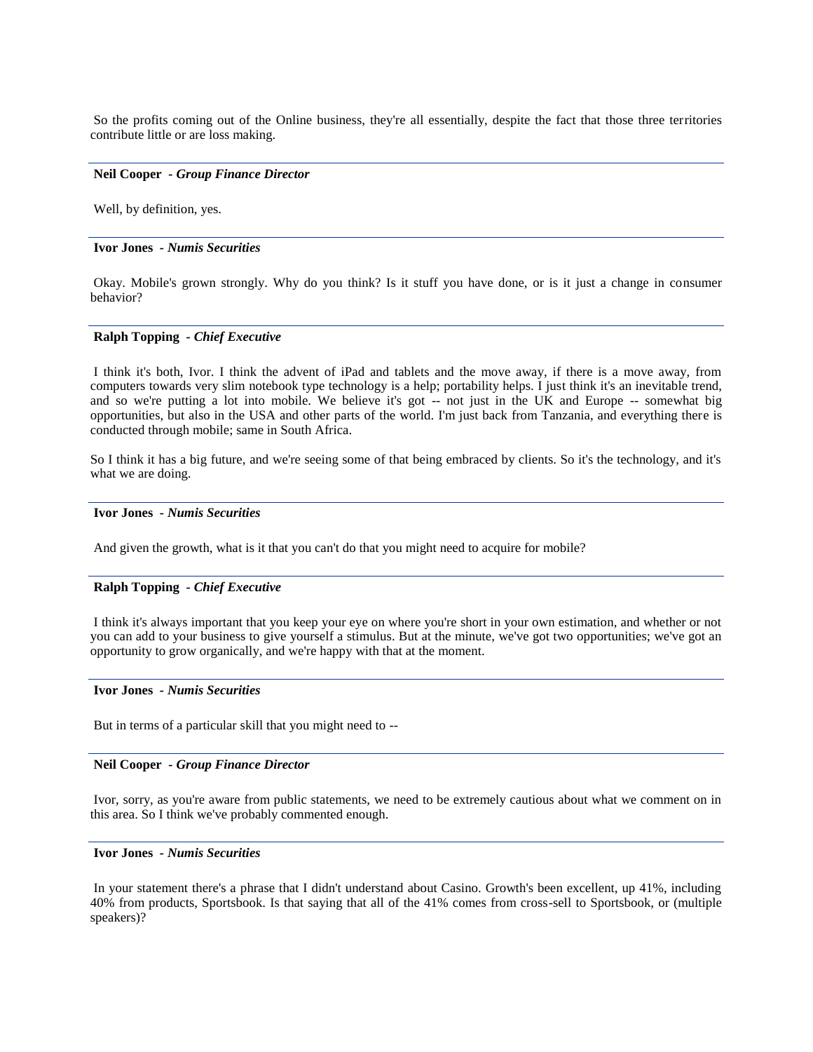So the profits coming out of the Online business, they're all essentially, despite the fact that those three territories contribute little or are loss making.

---

**Neil Cooper** - ***Group Finance Director***

Well, by definition, yes.

---

**Ivor Jones** - ***Numis Securities***

Okay. Mobile's grown strongly. Why do you think? Is it stuff you have done, or is it just a change in consumer behavior?

---

**Ralph Topping** - ***Chief Executive***

I think it's both, Ivor. I think the advent of iPad and tablets and the move away, if there is a move away, from computers towards very slim notebook type technology is a help; portability helps. I just think it's an inevitable trend, and so we're putting a lot into mobile. We believe it's got -- not just in the UK and Europe -- somewhat big opportunities, but also in the USA and other parts of the world. I'm just back from Tanzania, and everything there is conducted through mobile; same in South Africa.

So I think it has a big future, and we're seeing some of that being embraced by clients. So it's the technology, and it's what we are doing.

---

**Ivor Jones** - ***Numis Securities***

And given the growth, what is it that you can't do that you might need to acquire for mobile?

---

**Ralph Topping** - ***Chief Executive***

I think it's always important that you keep your eye on where you're short in your own estimation, and whether or not you can add to your business to give yourself a stimulus. But at the minute, we've got two opportunities; we've got an opportunity to grow organically, and we're happy with that at the moment.

---

**Ivor Jones** - ***Numis Securities***

But in terms of a particular skill that you might need to --

---

**Neil Cooper** - ***Group Finance Director***

Ivor, sorry, as you're aware from public statements, we need to be extremely cautious about what we comment on in this area. So I think we've probably commented enough.

---

**Ivor Jones** - ***Numis Securities***

In your statement there's a phrase that I didn't understand about Casino. Growth's been excellent, up 41%, including 40% from products, Sportsbook. Is that saying that all of the 41% comes from cross-sell to Sportsbook, or (multiple speakers)?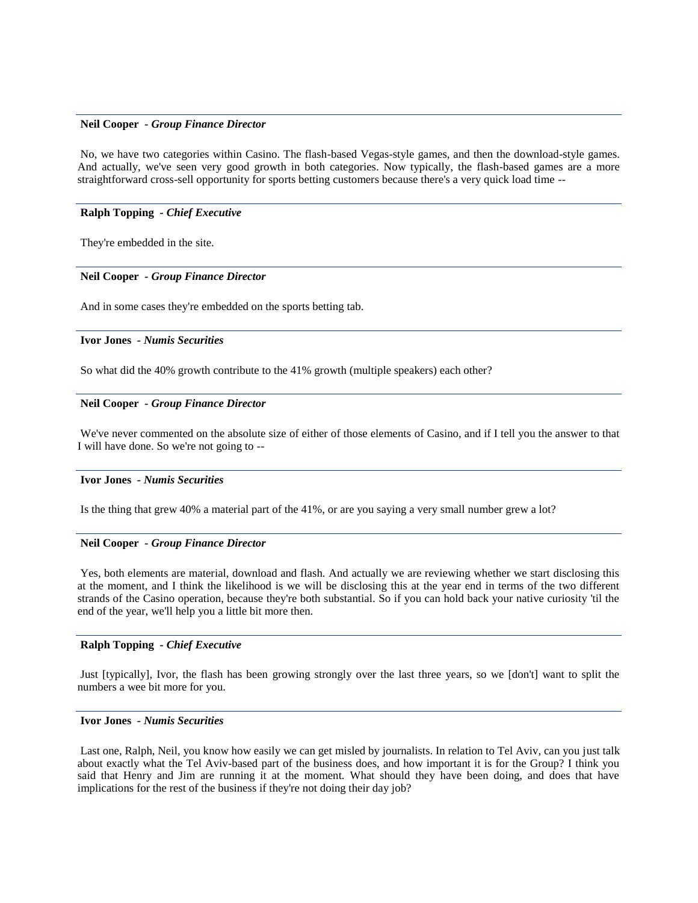**Neil Cooper** - ***Group Finance Director***

No, we have two categories within Casino. The flash-based Vegas-style games, and then the download-style games. And actually, we've seen very good growth in both categories. Now typically, the flash-based games are a more straightforward cross-sell opportunity for sports betting customers because there's a very quick load time --

**Ralph Topping** - ***Chief Executive***

They're embedded in the site.

**Neil Cooper** - ***Group Finance Director***

And in some cases they're embedded on the sports betting tab.

**Ivor Jones** - ***Numis Securities***

So what did the 40% growth contribute to the 41% growth (multiple speakers) each other?

**Neil Cooper** - ***Group Finance Director***

We've never commented on the absolute size of either of those elements of Casino, and if I tell you the answer to that I will have done. So we're not going to --

**Ivor Jones** - ***Numis Securities***

Is the thing that grew 40% a material part of the 41%, or are you saying a very small number grew a lot?

**Neil Cooper** - ***Group Finance Director***

Yes, both elements are material, download and flash. And actually we are reviewing whether we start disclosing this at the moment, and I think the likelihood is we will be disclosing this at the year end in terms of the two different strands of the Casino operation, because they're both substantial. So if you can hold back your native curiosity 'til the end of the year, we'll help you a little bit more then.

**Ralph Topping** - ***Chief Executive***

Just [typically], Ivor, the flash has been growing strongly over the last three years, so we [don't] want to split the numbers a wee bit more for you.

**Ivor Jones** - ***Numis Securities***

Last one, Ralph, Neil, you know how easily we can get misled by journalists. In relation to Tel Aviv, can you just talk about exactly what the Tel Aviv-based part of the business does, and how important it is for the Group? I think you said that Henry and Jim are running it at the moment. What should they have been doing, and does that have implications for the rest of the business if they're not doing their day job?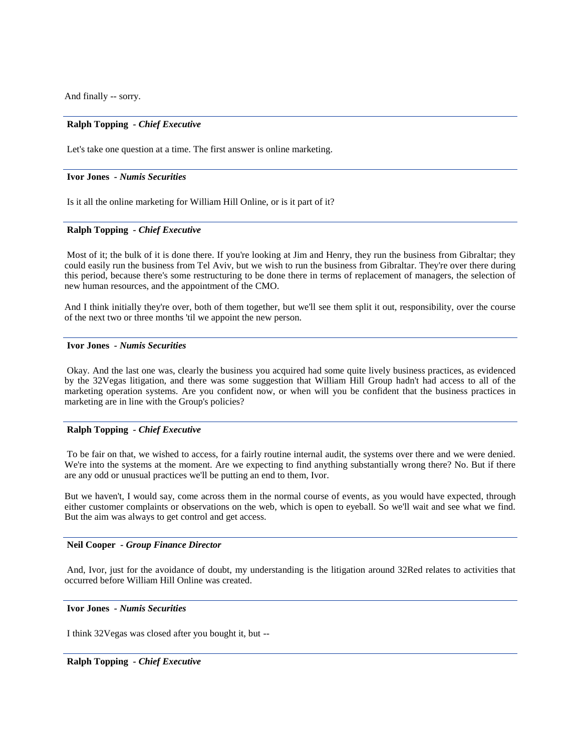And finally -- sorry.

**Ralph Topping** - ***Chief Executive***

Let's take one question at a time. The first answer is online marketing.

**Ivor Jones** - ***Numis Securities***

Is it all the online marketing for William Hill Online, or is it part of it?

**Ralph Topping** - ***Chief Executive***

Most of it; the bulk of it is done there. If you're looking at Jim and Henry, they run the business from Gibraltar; they could easily run the business from Tel Aviv, but we wish to run the business from Gibraltar. They're over there during this period, because there's some restructuring to be done there in terms of replacement of managers, the selection of new human resources, and the appointment of the CMO.

And I think initially they're over, both of them together, but we'll see them split it out, responsibility, over the course of the next two or three months 'til we appoint the new person.

**Ivor Jones** - ***Numis Securities***

Okay. And the last one was, clearly the business you acquired had some quite lively business practices, as evidenced by the 32Vegas litigation, and there was some suggestion that William Hill Group hadn't had access to all of the marketing operation systems. Are you confident now, or when will you be confident that the business practices in marketing are in line with the Group's policies?

**Ralph Topping** - ***Chief Executive***

To be fair on that, we wished to access, for a fairly routine internal audit, the systems over there and we were denied. We're into the systems at the moment. Are we expecting to find anything substantially wrong there? No. But if there are any odd or unusual practices we'll be putting an end to them, Ivor.

But we haven't, I would say, come across them in the normal course of events, as you would have expected, through either customer complaints or observations on the web, which is open to eyeball. So we'll wait and see what we find. But the aim was always to get control and get access.

**Neil Cooper** - ***Group Finance Director***

And, Ivor, just for the avoidance of doubt, my understanding is the litigation around 32Red relates to activities that occurred before William Hill Online was created.

**Ivor Jones** - ***Numis Securities***

I think 32Vegas was closed after you bought it, but --

**Ralph Topping** - ***Chief Executive***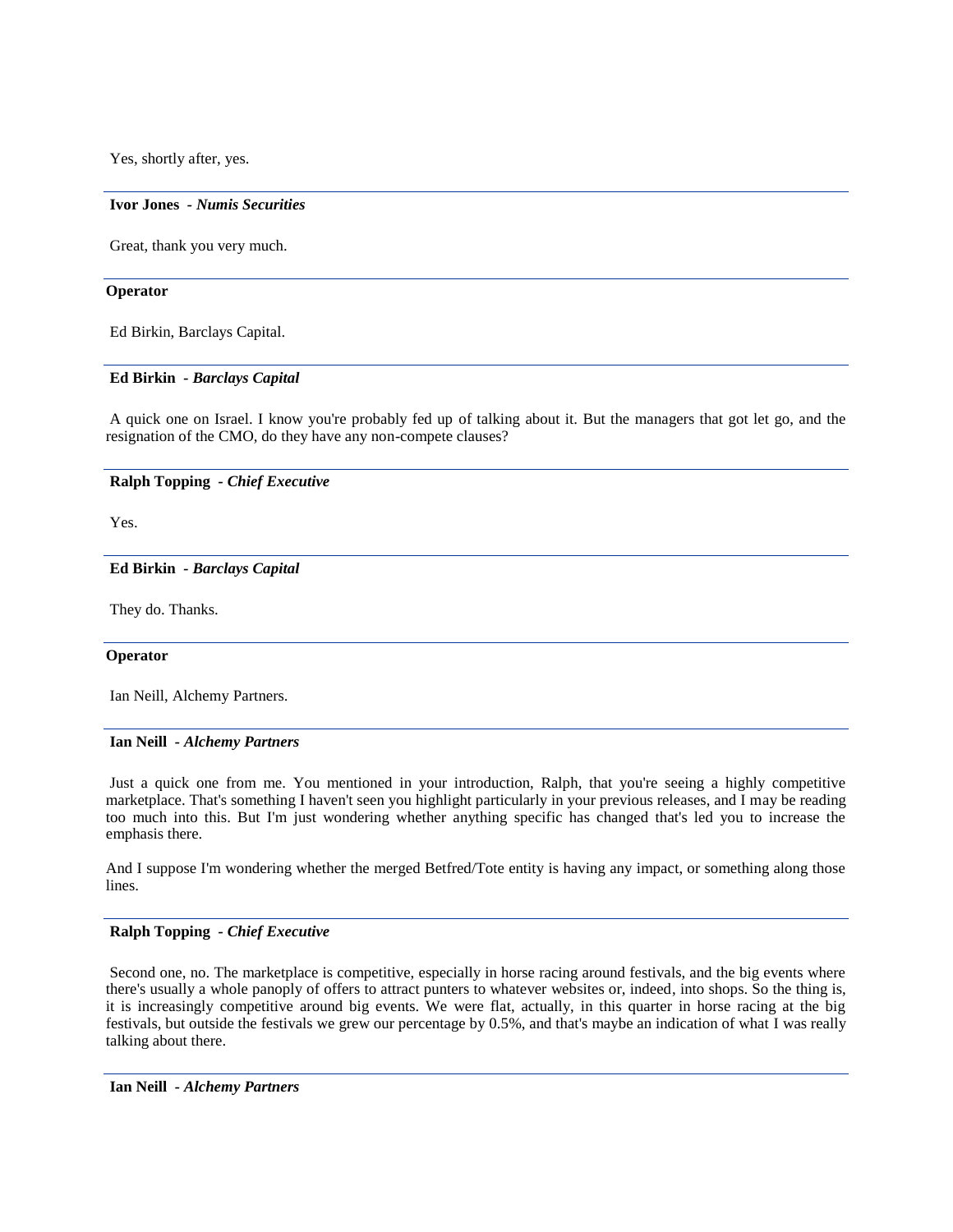Yes, shortly after, yes.

---

**Ivor Jones** - ***Numis Securities***

Great, thank you very much.

---

**Operator**

Ed Birkin, Barclays Capital.

---

**Ed Birkin** - ***Barclays Capital***

A quick one on Israel. I know you're probably fed up of talking about it. But the managers that got let go, and the resignation of the CMO, do they have any non-compete clauses?

---

**Ralph Topping** - ***Chief Executive***

Yes.

---

**Ed Birkin** - ***Barclays Capital***

They do. Thanks.

---

**Operator**

Ian Neill, Alchemy Partners.

---

**Ian Neill** - ***Alchemy Partners***

Just a quick one from me. You mentioned in your introduction, Ralph, that you're seeing a highly competitive marketplace. That's something I haven't seen you highlight particularly in your previous releases, and I may be reading too much into this. But I'm just wondering whether anything specific has changed that's led you to increase the emphasis there.

And I suppose I'm wondering whether the merged Betfred/Tote entity is having any impact, or something along those lines.

---

**Ralph Topping** - ***Chief Executive***

Second one, no. The marketplace is competitive, especially in horse racing around festivals, and the big events where there's usually a whole panoply of offers to attract punters to whatever websites or, indeed, into shops. So the thing is, it is increasingly competitive around big events. We were flat, actually, in this quarter in horse racing at the big festivals, but outside the festivals we grew our percentage by 0.5%, and that's maybe an indication of what I was really talking about there.

---

**Ian Neill** - ***Alchemy Partners***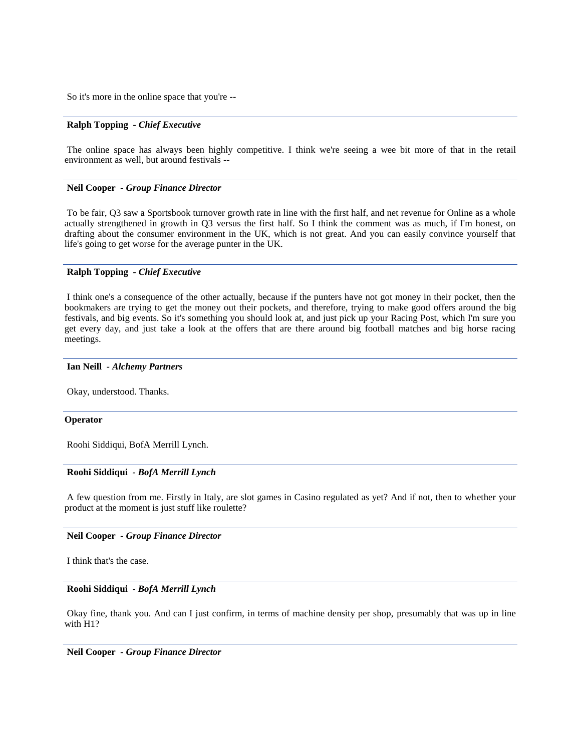So it's more in the online space that you're --

**Ralph Topping** - ***Chief Executive***

The online space has always been highly competitive. I think we're seeing a wee bit more of that in the retail environment as well, but around festivals --

**Neil Cooper** - ***Group Finance Director***

To be fair, Q3 saw a Sportsbook turnover growth rate in line with the first half, and net revenue for Online as a whole actually strengthened in growth in Q3 versus the first half. So I think the comment was as much, if I'm honest, on drafting about the consumer environment in the UK, which is not great. And you can easily convince yourself that life's going to get worse for the average punter in the UK.

**Ralph Topping** - ***Chief Executive***

I think one's a consequence of the other actually, because if the punters have not got money in their pocket, then the bookmakers are trying to get the money out their pockets, and therefore, trying to make good offers around the big festivals, and big events. So it's something you should look at, and just pick up your Racing Post, which I'm sure you get every day, and just take a look at the offers that are there around big football matches and big horse racing meetings.

**Ian Neill** - ***Alchemy Partners***

Okay, understood. Thanks.

**Operator**

Roohi Siddiqui, BofA Merrill Lynch.

**Roohi Siddiqui** - ***BofA Merrill Lynch***

A few question from me. Firstly in Italy, are slot games in Casino regulated as yet? And if not, then to whether your product at the moment is just stuff like roulette?

**Neil Cooper** - ***Group Finance Director***

I think that's the case.

**Roohi Siddiqui** - ***BofA Merrill Lynch***

Okay fine, thank you. And can I just confirm, in terms of machine density per shop, presumably that was up in line with H1?

**Neil Cooper** - ***Group Finance Director***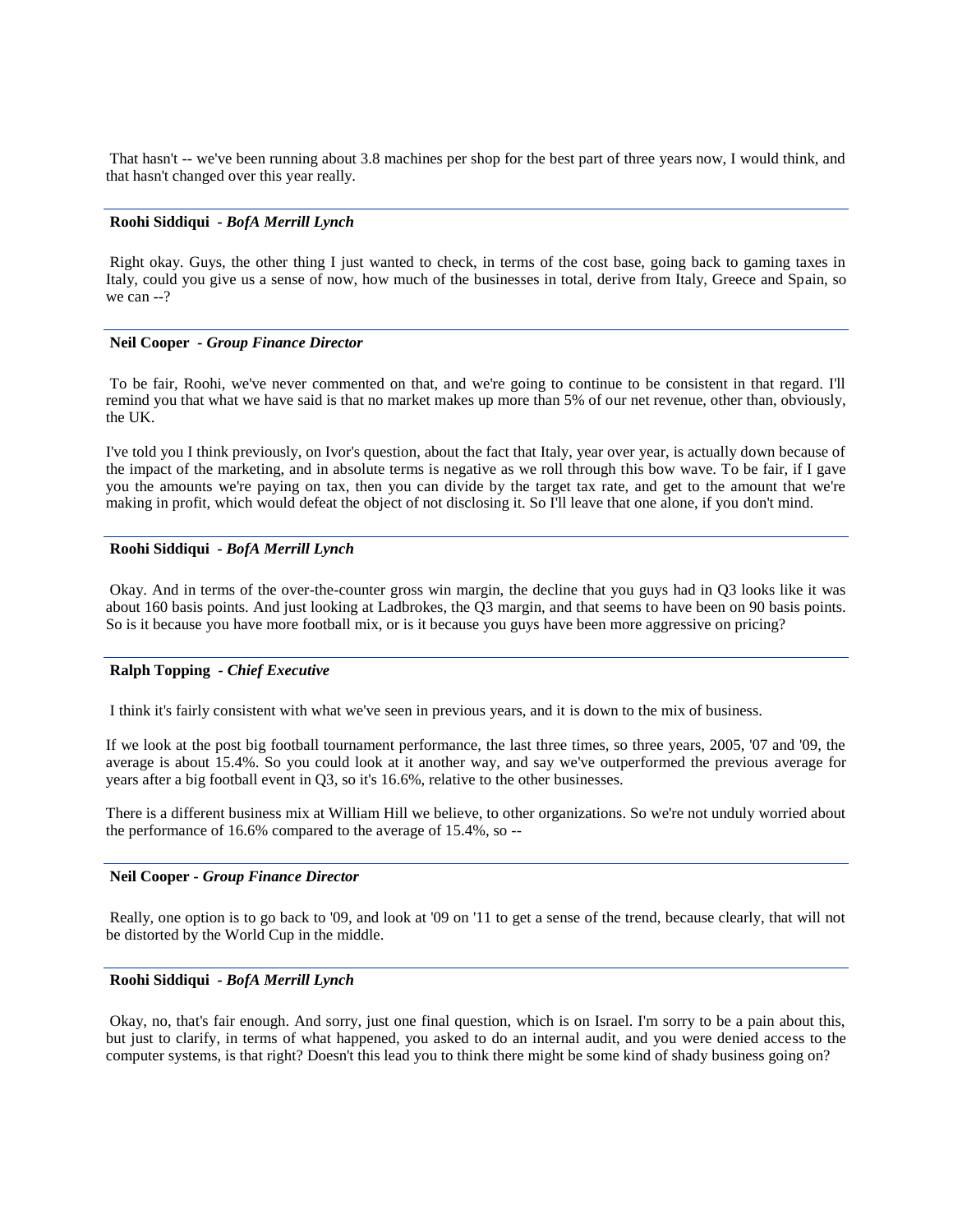That hasn't -- we've been running about 3.8 machines per shop for the best part of three years now, I would think, and that hasn't changed over this year really.

---

**Roohi Siddiqui** - ***BofA Merrill Lynch***

Right okay. Guys, the other thing I just wanted to check, in terms of the cost base, going back to gaming taxes in Italy, could you give us a sense of now, how much of the businesses in total, derive from Italy, Greece and Spain, so we can --?

---

**Neil Cooper** - ***Group Finance Director***

To be fair, Roohi, we've never commented on that, and we're going to continue to be consistent in that regard. I'll remind you that what we have said is that no market makes up more than 5% of our net revenue, other than, obviously, the UK.

I've told you I think previously, on Ivor's question, about the fact that Italy, year over year, is actually down because of the impact of the marketing, and in absolute terms is negative as we roll through this bow wave. To be fair, if I gave you the amounts we're paying on tax, then you can divide by the target tax rate, and get to the amount that we're making in profit, which would defeat the object of not disclosing it. So I'll leave that one alone, if you don't mind.

---

**Roohi Siddiqui** - ***BofA Merrill Lynch***

Okay. And in terms of the over-the-counter gross win margin, the decline that you guys had in Q3 looks like it was about 160 basis points. And just looking at Ladbrokes, the Q3 margin, and that seems to have been on 90 basis points. So is it because you have more football mix, or is it because you guys have been more aggressive on pricing?

---

**Ralph Topping** - ***Chief Executive***

I think it's fairly consistent with what we've seen in previous years, and it is down to the mix of business.

If we look at the post big football tournament performance, the last three times, so three years, 2005, '07 and '09, the average is about 15.4%. So you could look at it another way, and say we've outperformed the previous average for years after a big football event in Q3, so it's 16.6%, relative to the other businesses.

There is a different business mix at William Hill we believe, to other organizations. So we're not unduly worried about the performance of 16.6% compared to the average of 15.4%, so --

---

**Neil Cooper** - ***Group Finance Director***

Really, one option is to go back to '09, and look at '09 on '11 to get a sense of the trend, because clearly, that will not be distorted by the World Cup in the middle.

---

**Roohi Siddiqui** - ***BofA Merrill Lynch***

Okay, no, that's fair enough. And sorry, just one final question, which is on Israel. I'm sorry to be a pain about this, but just to clarify, in terms of what happened, you asked to do an internal audit, and you were denied access to the computer systems, is that right? Doesn't this lead you to think there might be some kind of shady business going on?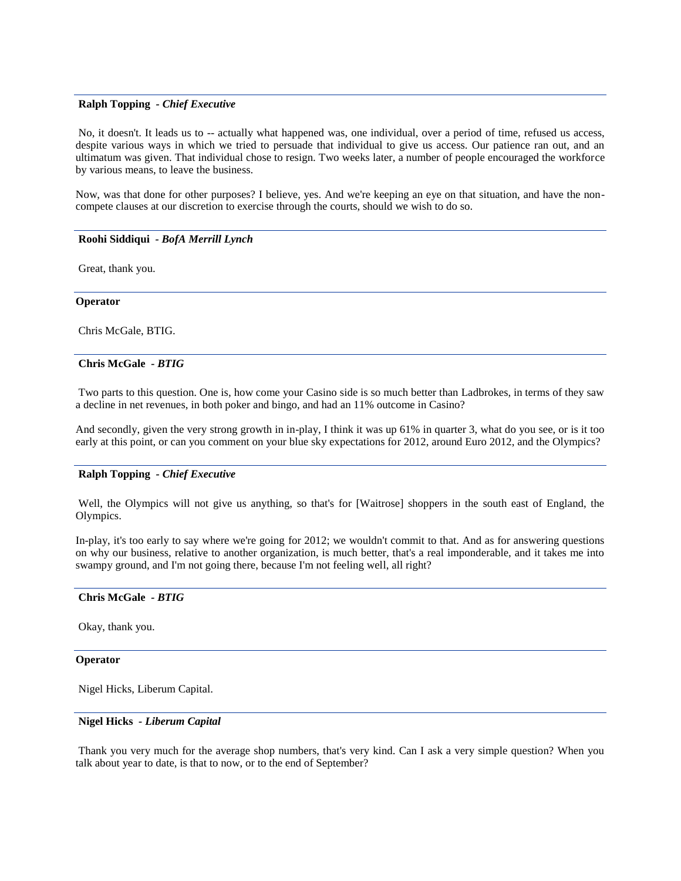**Ralph Topping** - ***Chief Executive***

No, it doesn't. It leads us to -- actually what happened was, one individual, over a period of time, refused us access, despite various ways in which we tried to persuade that individual to give us access. Our patience ran out, and an ultimatum was given. That individual chose to resign. Two weeks later, a number of people encouraged the workforce by various means, to leave the business.

Now, was that done for other purposes? I believe, yes. And we're keeping an eye on that situation, and have the non-compete clauses at our discretion to exercise through the courts, should we wish to do so.

---

**Roohi Siddiqui** - ***BofA Merrill Lynch***

Great, thank you.

---

**Operator**

Chris McGale, BTIG.

---

**Chris McGale** - ***BTIG***

Two parts to this question. One is, how come your Casino side is so much better than Ladbrokes, in terms of they saw a decline in net revenues, in both poker and bingo, and had an 11% outcome in Casino?

And secondly, given the very strong growth in in-play, I think it was up 61% in quarter 3, what do you see, or is it too early at this point, or can you comment on your blue sky expectations for 2012, around Euro 2012, and the Olympics?

---

**Ralph Topping** - ***Chief Executive***

Well, the Olympics will not give us anything, so that's for [Waitrose] shoppers in the south east of England, the Olympics.

In-play, it's too early to say where we're going for 2012; we wouldn't commit to that. And as for answering questions on why our business, relative to another organization, is much better, that's a real imponderable, and it takes me into swampy ground, and I'm not going there, because I'm not feeling well, all right?

---

**Chris McGale** - ***BTIG***

Okay, thank you.

---

**Operator**

Nigel Hicks, Liberum Capital.

---

**Nigel Hicks** - ***Liberum Capital***

Thank you very much for the average shop numbers, that's very kind. Can I ask a very simple question? When you talk about year to date, is that to now, or to the end of September?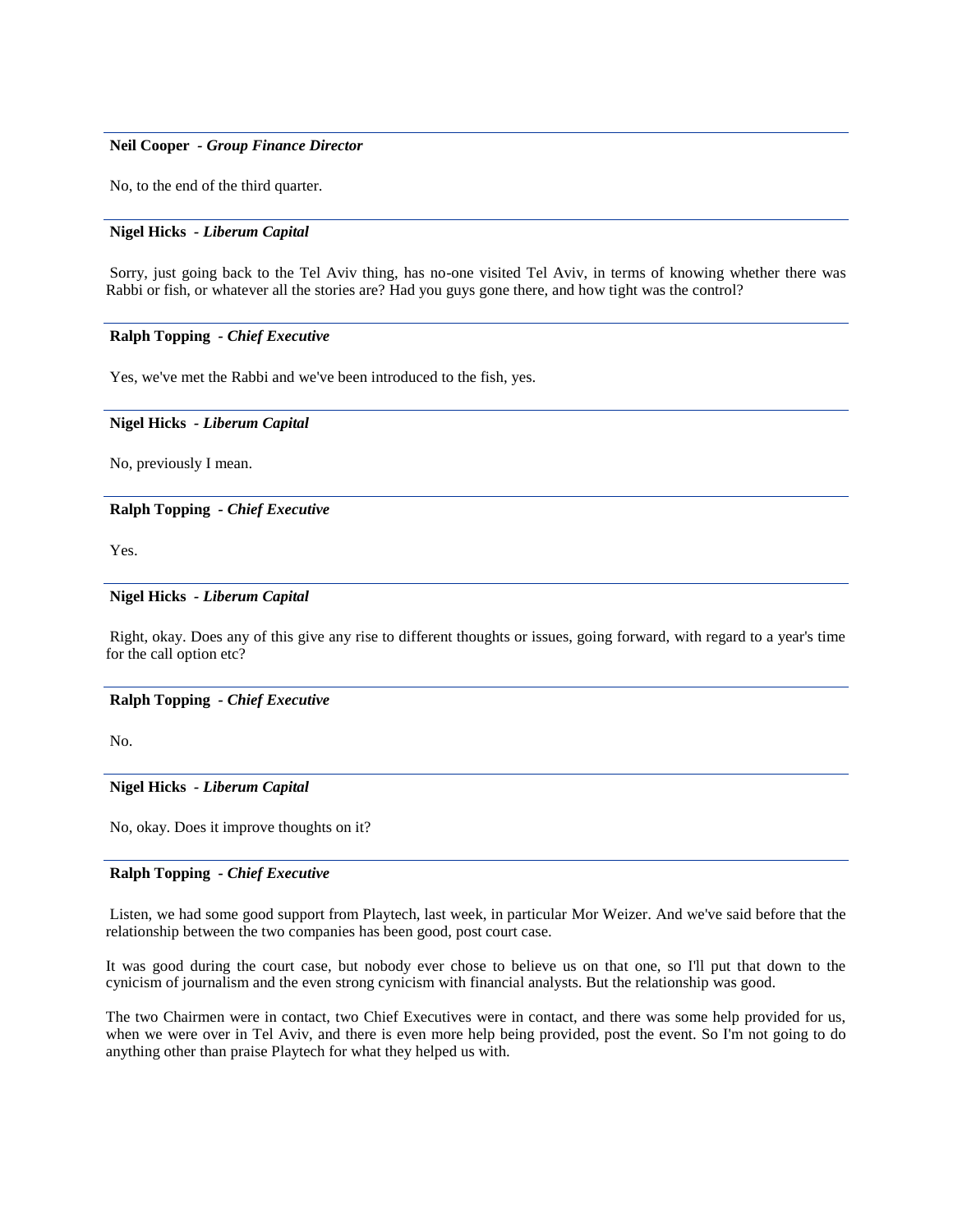**Neil Cooper** - ***Group Finance Director***

No, to the end of the third quarter.

---

**Nigel Hicks** - ***Liberum Capital***

Sorry, just going back to the Tel Aviv thing, has no-one visited Tel Aviv, in terms of knowing whether there was Rabbi or fish, or whatever all the stories are? Had you guys gone there, and how tight was the control?

---

**Ralph Topping** - ***Chief Executive***

Yes, we've met the Rabbi and we've been introduced to the fish, yes.

---

**Nigel Hicks** - ***Liberum Capital***

No, previously I mean.

---

**Ralph Topping** - ***Chief Executive***

Yes.

---

**Nigel Hicks** - ***Liberum Capital***

Right, okay. Does any of this give any rise to different thoughts or issues, going forward, with regard to a year's time for the call option etc?

---

**Ralph Topping** - ***Chief Executive***

No.

---

**Nigel Hicks** - ***Liberum Capital***

No, okay. Does it improve thoughts on it?

---

**Ralph Topping** - ***Chief Executive***

Listen, we had some good support from Playtech, last week, in particular Mor Weizer. And we've said before that the relationship between the two companies has been good, post court case.

It was good during the court case, but nobody ever chose to believe us on that one, so I'll put that down to the cynicism of journalism and the even strong cynicism with financial analysts. But the relationship was good.

The two Chairmen were in contact, two Chief Executives were in contact, and there was some help provided for us, when we were over in Tel Aviv, and there is even more help being provided, post the event. So I'm not going to do anything other than praise Playtech for what they helped us with.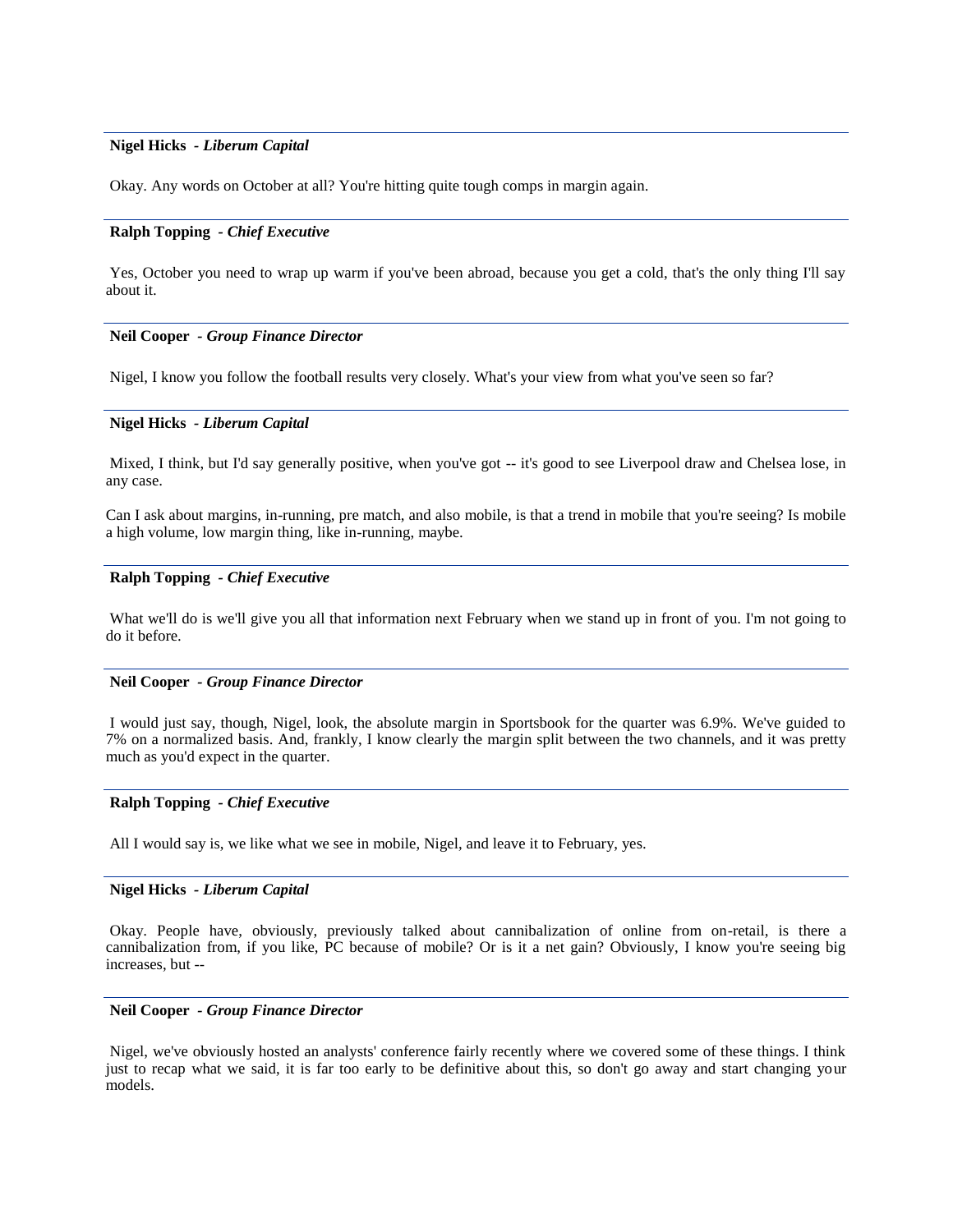**Nigel Hicks** - ***Liberum Capital***

Okay. Any words on October at all? You're hitting quite tough comps in margin again.

**Ralph Topping** - ***Chief Executive***

Yes, October you need to wrap up warm if you've been abroad, because you get a cold, that's the only thing I'll say about it.

**Neil Cooper** - ***Group Finance Director***

Nigel, I know you follow the football results very closely. What's your view from what you've seen so far?

**Nigel Hicks** - ***Liberum Capital***

Mixed, I think, but I'd say generally positive, when you've got -- it's good to see Liverpool draw and Chelsea lose, in any case.

Can I ask about margins, in-running, pre match, and also mobile, is that a trend in mobile that you're seeing? Is mobile a high volume, low margin thing, like in-running, maybe.

**Ralph Topping** - ***Chief Executive***

What we'll do is we'll give you all that information next February when we stand up in front of you. I'm not going to do it before.

**Neil Cooper** - ***Group Finance Director***

I would just say, though, Nigel, look, the absolute margin in Sportsbook for the quarter was 6.9%. We've guided to 7% on a normalized basis. And, frankly, I know clearly the margin split between the two channels, and it was pretty much as you'd expect in the quarter.

**Ralph Topping** - ***Chief Executive***

All I would say is, we like what we see in mobile, Nigel, and leave it to February, yes.

**Nigel Hicks** - ***Liberum Capital***

Okay. People have, obviously, previously talked about cannibalization of online from on-retail, is there a cannibalization from, if you like, PC because of mobile? Or is it a net gain? Obviously, I know you're seeing big increases, but --

**Neil Cooper** - ***Group Finance Director***

Nigel, we've obviously hosted an analysts' conference fairly recently where we covered some of these things. I think just to recap what we said, it is far too early to be definitive about this, so don't go away and start changing your models.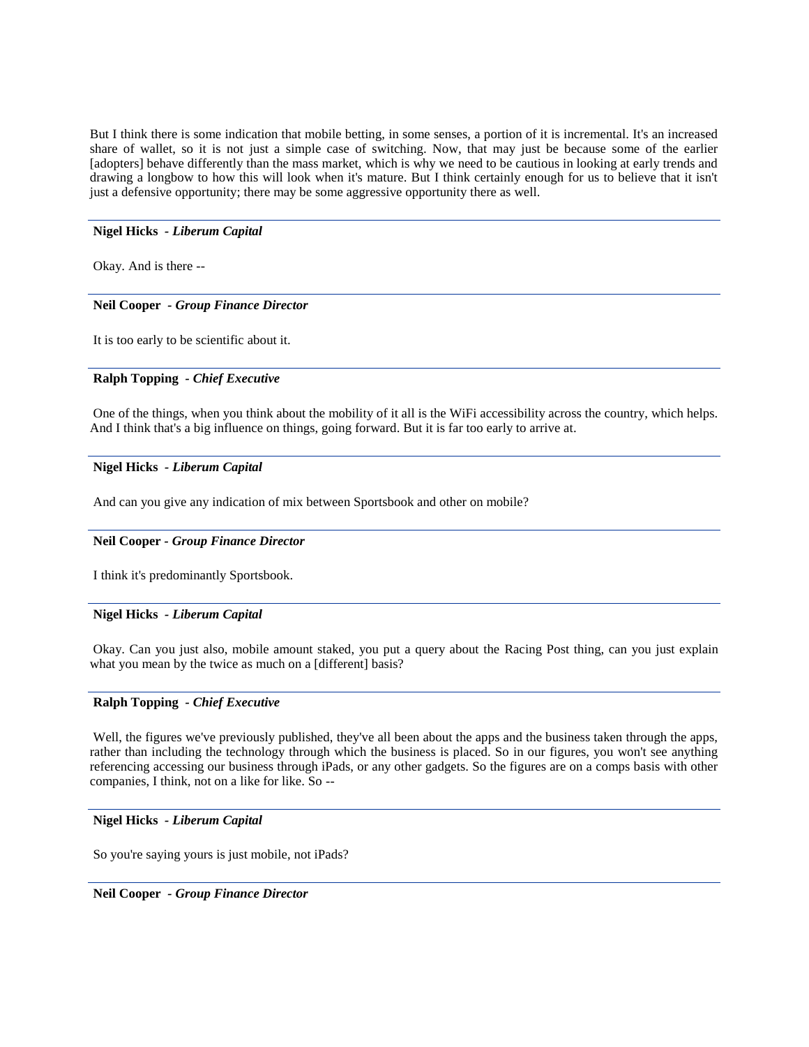But I think there is some indication that mobile betting, in some senses, a portion of it is incremental. It's an increased share of wallet, so it is not just a simple case of switching. Now, that may just be because some of the earlier [adopters] behave differently than the mass market, which is why we need to be cautious in looking at early trends and drawing a longbow to how this will look when it's mature. But I think certainly enough for us to believe that it isn't just a defensive opportunity; there may be some aggressive opportunity there as well.

---

**Nigel Hicks** - ***Liberum Capital***

Okay. And is there --

---

**Neil Cooper** - ***Group Finance Director***

It is too early to be scientific about it.

---

**Ralph Topping** - ***Chief Executive***

One of the things, when you think about the mobility of it all is the WiFi accessibility across the country, which helps. And I think that's a big influence on things, going forward. But it is far too early to arrive at.

---

**Nigel Hicks** - ***Liberum Capital***

And can you give any indication of mix between Sportsbook and other on mobile?

---

**Neil Cooper** - ***Group Finance Director***

I think it's predominantly Sportsbook.

---

**Nigel Hicks** - ***Liberum Capital***

Okay. Can you just also, mobile amount staked, you put a query about the Racing Post thing, can you just explain what you mean by the twice as much on a [different] basis?

---

**Ralph Topping** - ***Chief Executive***

Well, the figures we've previously published, they've all been about the apps and the business taken through the apps, rather than including the technology through which the business is placed. So in our figures, you won't see anything referencing accessing our business through iPads, or any other gadgets. So the figures are on a comps basis with other companies, I think, not on a like for like. So --

---

**Nigel Hicks** - ***Liberum Capital***

So you're saying yours is just mobile, not iPads?

---

**Neil Cooper** - ***Group Finance Director***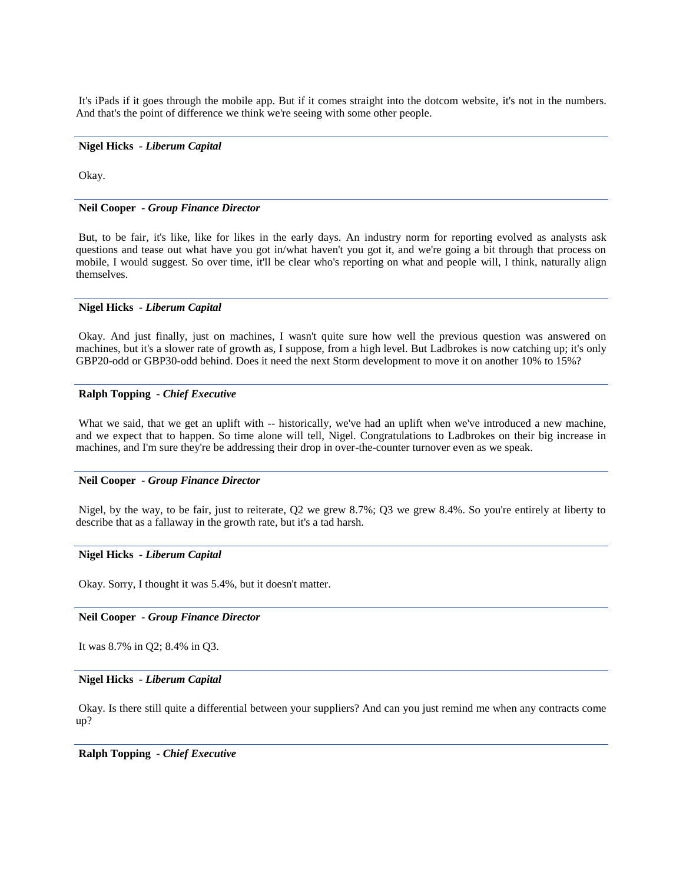It's iPads if it goes through the mobile app. But if it comes straight into the dotcom website, it's not in the numbers. And that's the point of difference we think we're seeing with some other people.

---

**Nigel Hicks** - ***Liberum Capital***

Okay.

---

**Neil Cooper** - ***Group Finance Director***

But, to be fair, it's like, like for likes in the early days. An industry norm for reporting evolved as analysts ask questions and tease out what have you got in/what haven't you got it, and we're going a bit through that process on mobile, I would suggest. So over time, it'll be clear who's reporting on what and people will, I think, naturally align themselves.

---

**Nigel Hicks** - ***Liberum Capital***

Okay. And just finally, just on machines, I wasn't quite sure how well the previous question was answered on machines, but it's a slower rate of growth as, I suppose, from a high level. But Ladbrokes is now catching up; it's only GBP20-odd or GBP30-odd behind. Does it need the next Storm development to move it on another 10% to 15%?

---

**Ralph Topping** - ***Chief Executive***

What we said, that we get an uplift with -- historically, we've had an uplift when we've introduced a new machine, and we expect that to happen. So time alone will tell, Nigel. Congratulations to Ladbrokes on their big increase in machines, and I'm sure they're be addressing their drop in over-the-counter turnover even as we speak.

---

**Neil Cooper** - ***Group Finance Director***

Nigel, by the way, to be fair, just to reiterate, Q2 we grew 8.7%; Q3 we grew 8.4%. So you're entirely at liberty to describe that as a fallaway in the growth rate, but it's a tad harsh.

---

**Nigel Hicks** - ***Liberum Capital***

Okay. Sorry, I thought it was 5.4%, but it doesn't matter.

---

**Neil Cooper** - ***Group Finance Director***

It was 8.7% in Q2; 8.4% in Q3.

---

**Nigel Hicks** - ***Liberum Capital***

Okay. Is there still quite a differential between your suppliers? And can you just remind me when any contracts come up?

---

**Ralph Topping** - ***Chief Executive***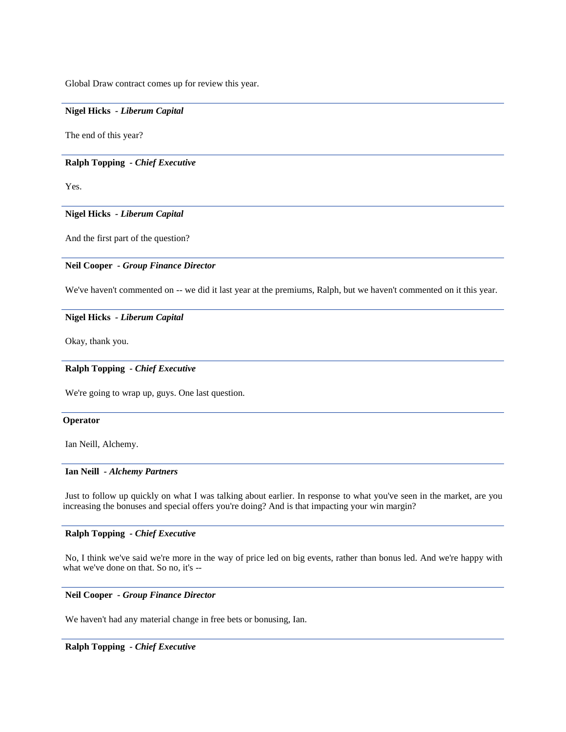Global Draw contract comes up for review this year.

---

**Nigel Hicks** - ***Liberum Capital***

The end of this year?

---

**Ralph Topping** - ***Chief Executive***

Yes.

---

**Nigel Hicks** - ***Liberum Capital***

And the first part of the question?

---

**Neil Cooper** - ***Group Finance Director***

We've haven't commented on -- we did it last year at the premiums, Ralph, but we haven't commented on it this year.

---

**Nigel Hicks** - ***Liberum Capital***

Okay, thank you.

---

**Ralph Topping** - ***Chief Executive***

We're going to wrap up, guys. One last question.

---

**Operator**

Ian Neill, Alchemy.

---

**Ian Neill** - ***Alchemy Partners***

Just to follow up quickly on what I was talking about earlier. In response to what you've seen in the market, are you increasing the bonuses and special offers you're doing? And is that impacting your win margin?

---

**Ralph Topping** - ***Chief Executive***

No, I think we've said we're more in the way of price led on big events, rather than bonus led. And we're happy with what we've done on that. So no, it's --

---

**Neil Cooper** - ***Group Finance Director***

We haven't had any material change in free bets or bonusing, Ian.

---

**Ralph Topping** - ***Chief Executive***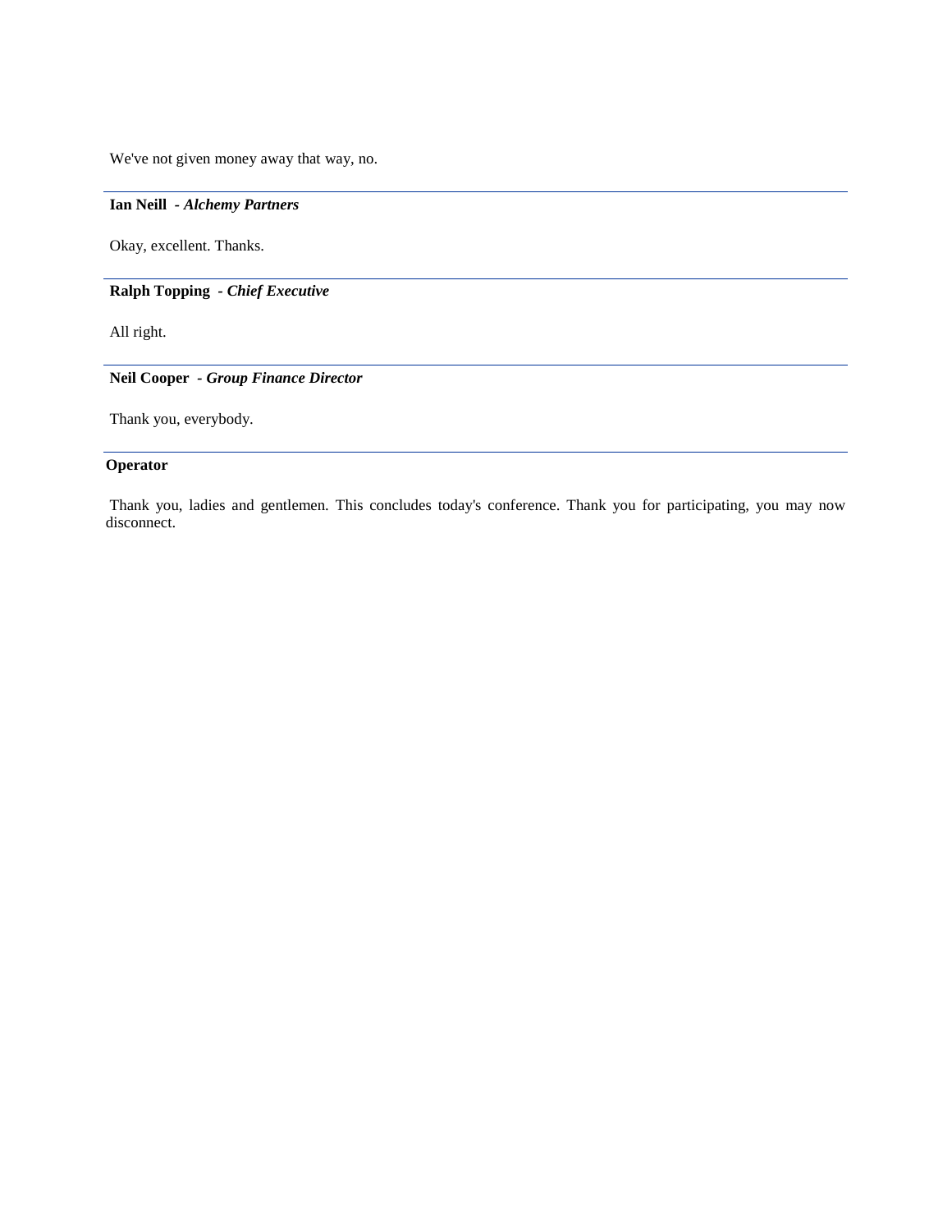We've not given money away that way, no.

---

**Ian Neill** - ***Alchemy Partners***

Okay, excellent. Thanks.

---

**Ralph Topping** - ***Chief Executive***

All right.

---

**Neil Cooper** - ***Group Finance Director***

Thank you, everybody.

---

**Operator**

Thank you, ladies and gentlemen. This concludes today's conference. Thank you for participating, you may now disconnect.